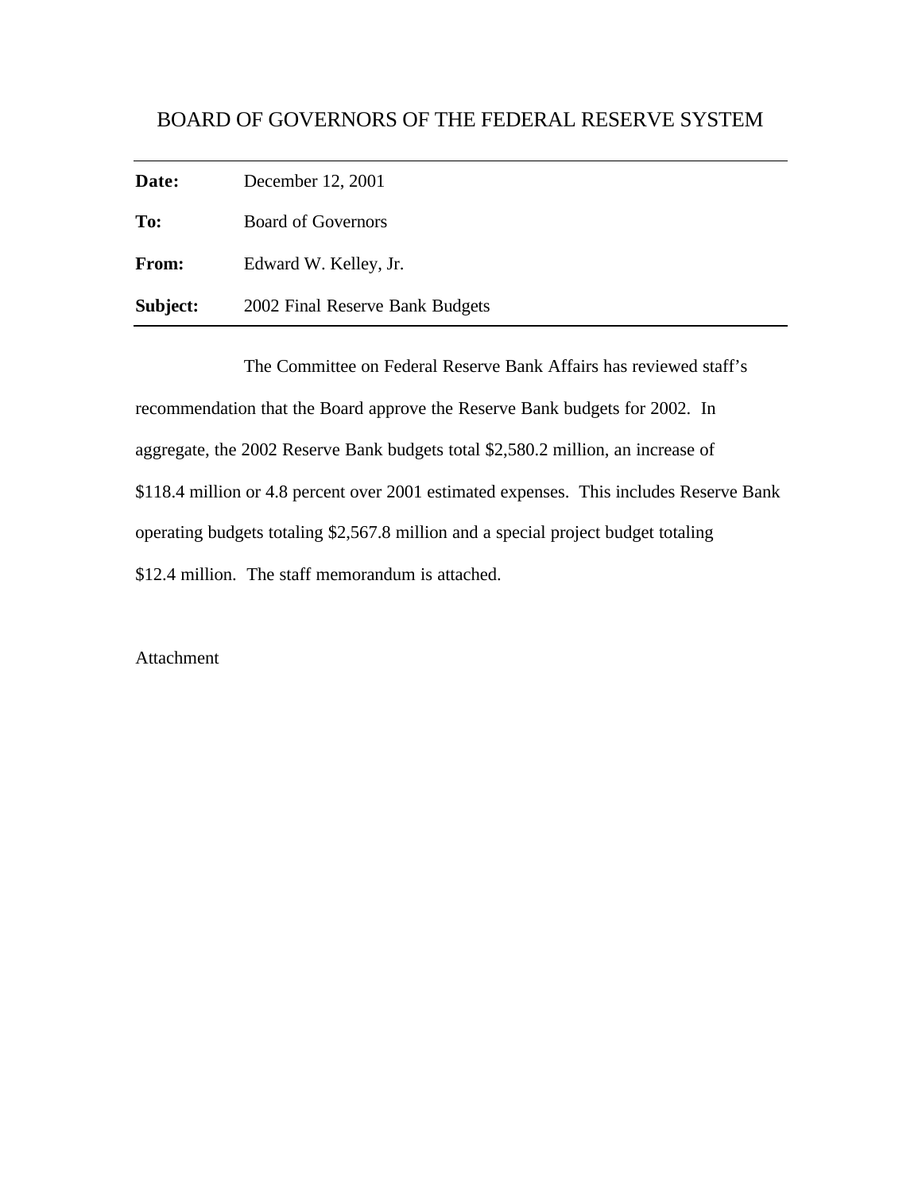# BOARD OF GOVERNORS OF THE FEDERAL RESERVE SYSTEM

| | |
|---|---|
| **Date:** | December 12, 2001 |
| **To:** | Board of Governors |
| **From:** | Edward W. Kelley, Jr. |
| **Subject:** | 2002 Final Reserve Bank Budgets |

The Committee on Federal Reserve Bank Affairs has reviewed staff's recommendation that the Board approve the Reserve Bank budgets for 2002. In aggregate, the 2002 Reserve Bank budgets total $2,580.2 million, an increase of $118.4 million or 4.8 percent over 2001 estimated expenses. This includes Reserve Bank operating budgets totaling $2,567.8 million and a special project budget totaling $12.4 million. The staff memorandum is attached.

Attachment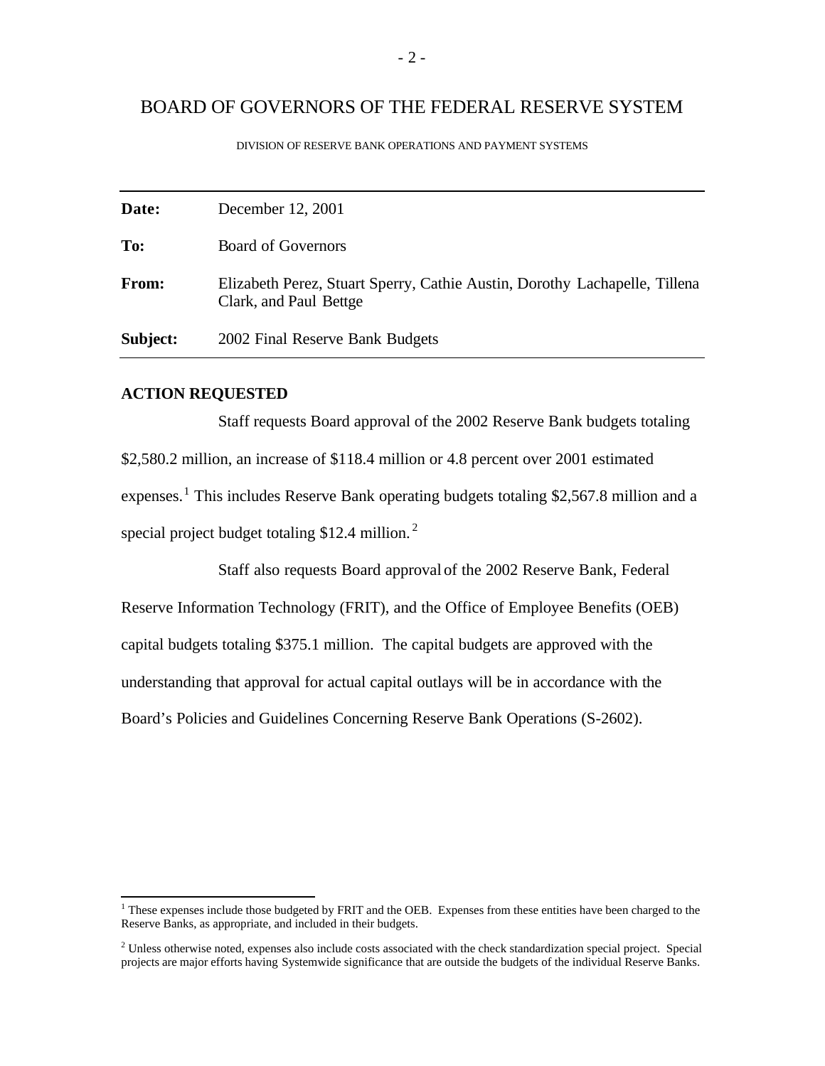# BOARD OF GOVERNORS OF THE FEDERAL RESERVE SYSTEM

DIVISION OF RESERVE BANK OPERATIONS AND PAYMENT SYSTEMS

| | |
|---|---|
| **Date:** | December 12, 2001 |
| **To:** | Board of Governors |
| **From:** | Elizabeth Perez, Stuart Sperry, Cathie Austin, Dorothy Lachapelle, Tillena Clark, and Paul Bettge |
| **Subject:** | 2002 Final Reserve Bank Budgets |

## ACTION REQUESTED

Staff requests Board approval of the 2002 Reserve Bank budgets totaling $2,580.2 million, an increase of $118.4 million or 4.8 percent over 2001 estimated expenses.[1] This includes Reserve Bank operating budgets totaling $2,567.8 million and a special project budget totaling $12.4 million.[2]

Staff also requests Board approval of the 2002 Reserve Bank, Federal Reserve Information Technology (FRIT), and the Office of Employee Benefits (OEB) capital budgets totaling $375.1 million. The capital budgets are approved with the understanding that approval for actual capital outlays will be in accordance with the Board's Policies and Guidelines Concerning Reserve Bank Operations (S-2602).

---

[1] These expenses include those budgeted by FRIT and the OEB. Expenses from these entities have been charged to the Reserve Banks, as appropriate, and included in their budgets.

[2] Unless otherwise noted, expenses also include costs associated with the check standardization special project. Special projects are major efforts having Systemwide significance that are outside the budgets of the individual Reserve Banks.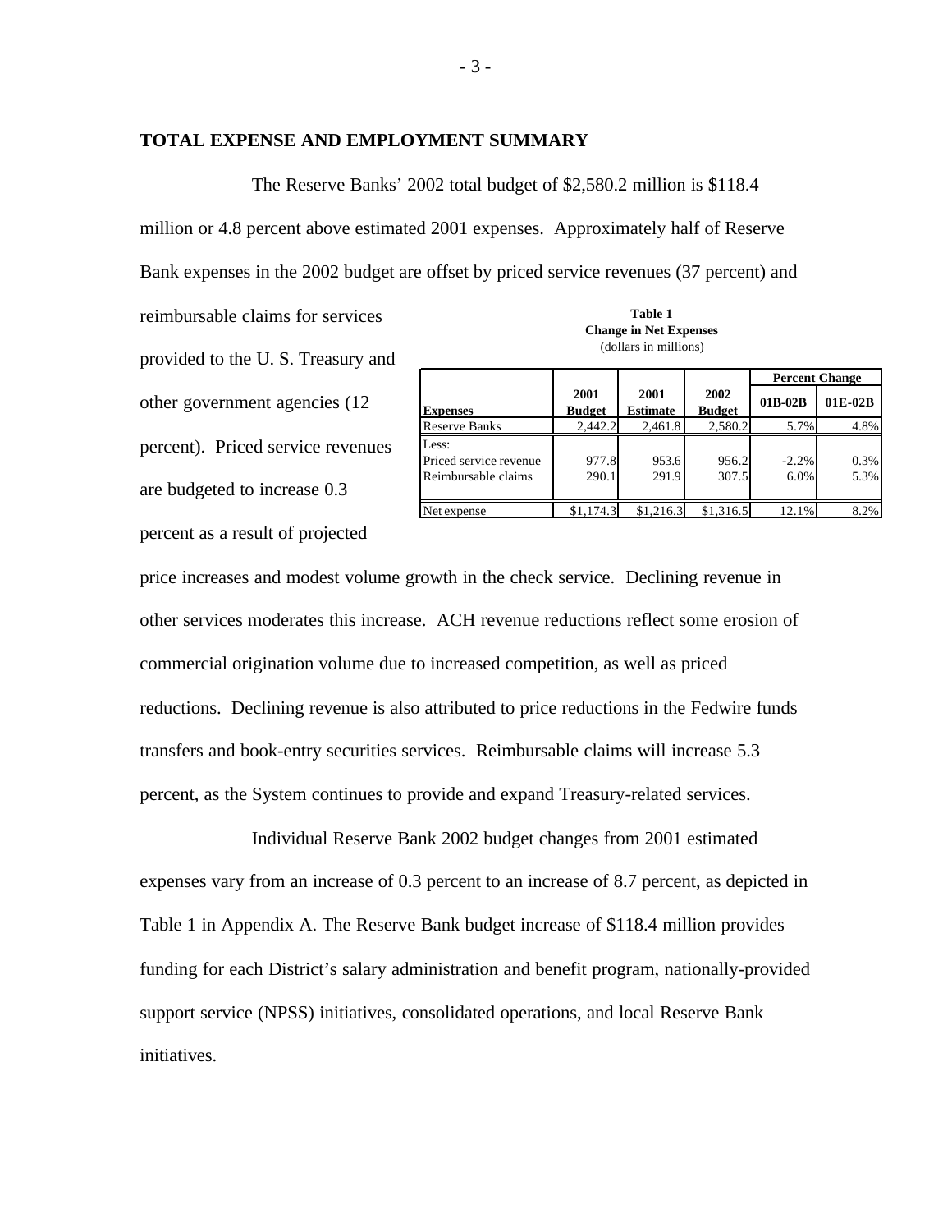## TOTAL EXPENSE AND EMPLOYMENT SUMMARY

The Reserve Banks' 2002 total budget of $2,580.2 million is $118.4 million or 4.8 percent above estimated 2001 expenses. Approximately half of Reserve Bank expenses in the 2002 budget are offset by priced service revenues (37 percent) and reimbursable claims for services provided to the U. S. Treasury and other government agencies (12 percent). Priced service revenues are budgeted to increase 0.3 percent as a result of projected price increases and modest volume growth in the check service. Declining revenue in other services moderates this increase. ACH revenue reductions reflect some erosion of commercial origination volume due to increased competition, as well as priced reductions. Declining revenue is also attributed to price reductions in the Fedwire funds transfers and book-entry securities services. Reimbursable claims will increase 5.3 percent, as the System continues to provide and expand Treasury-related services.

**Table 1**
**Change in Net Expenses**
(dollars in millions)

| Expenses | 2001 Budget | 2001 Estimate | 2002 Budget | Percent Change 01B-02B | Percent Change 01E-02B |
|---|---|---|---|---|---|
| Reserve Banks | 2,442.2 | 2,461.8 | 2,580.2 | 5.7% | 4.8% |
| Less: | | | | | |
| Priced service revenue | 977.8 | 953.6 | 956.2 | -2.2% | 0.3% |
| Reimbursable claims | 290.1 | 291.9 | 307.5 | 6.0% | 5.3% |
| Net expense | $1,174.3 | $1,216.3 | $1,316.5 | 12.1% | 8.2% |

Individual Reserve Bank 2002 budget changes from 2001 estimated expenses vary from an increase of 0.3 percent to an increase of 8.7 percent, as depicted in Table 1 in Appendix A. The Reserve Bank budget increase of $118.4 million provides funding for each District's salary administration and benefit program, nationally-provided support service (NPSS) initiatives, consolidated operations, and local Reserve Bank initiatives.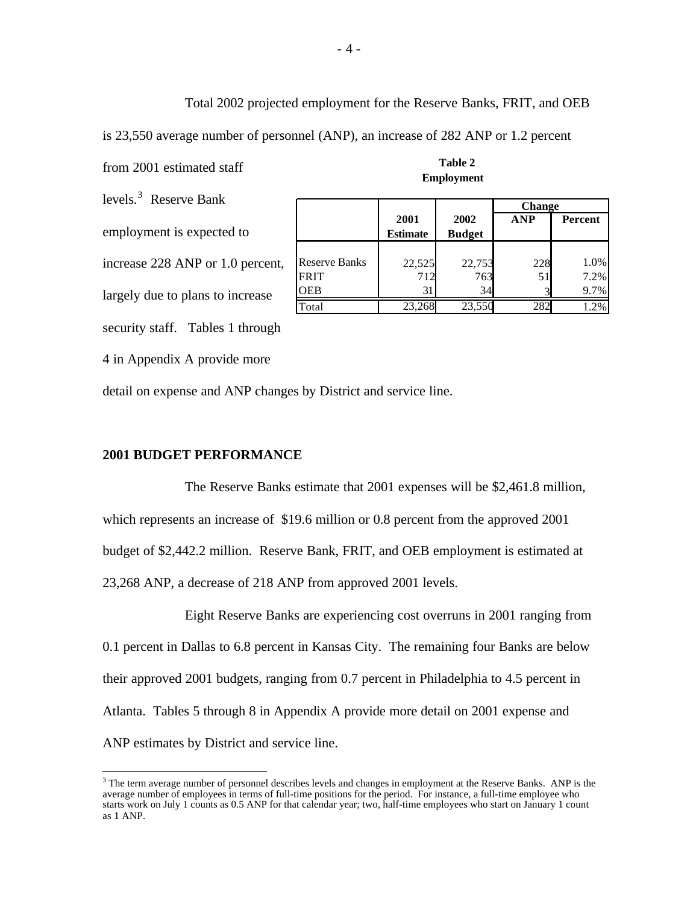Total 2002 projected employment for the Reserve Banks, FRIT, and OEB is 23,550 average number of personnel (ANP), an increase of 282 ANP or 1.2 percent from 2001 estimated staff levels.[3] Reserve Bank employment is expected to increase 228 ANP or 1.0 percent, largely due to plans to increase security staff. Tables 1 through 4 in Appendix A provide more detail on expense and ANP changes by District and service line.

**Table 2**
**Employment**

| | 2001 Estimate | 2002 Budget | Change ANP | Change Percent |
|---|---|---|---|---|
| Reserve Banks | 22,525 | 22,753 | 228 | 1.0% |
| FRIT | 712 | 763 | 51 | 7.2% |
| OEB | 31 | 34 | 3 | 9.7% |
| Total | 23,268 | 23,550 | 282 | 1.2% |

## 2001 BUDGET PERFORMANCE

The Reserve Banks estimate that 2001 expenses will be $2,461.8 million, which represents an increase of $19.6 million or 0.8 percent from the approved 2001 budget of $2,442.2 million. Reserve Bank, FRIT, and OEB employment is estimated at 23,268 ANP, a decrease of 218 ANP from approved 2001 levels.

Eight Reserve Banks are experiencing cost overruns in 2001 ranging from 0.1 percent in Dallas to 6.8 percent in Kansas City. The remaining four Banks are below their approved 2001 budgets, ranging from 0.7 percent in Philadelphia to 4.5 percent in Atlanta. Tables 5 through 8 in Appendix A provide more detail on 2001 expense and ANP estimates by District and service line.

[3] The term average number of personnel describes levels and changes in employment at the Reserve Banks. ANP is the average number of employees in terms of full-time positions for the period. For instance, a full-time employee who starts work on July 1 counts as 0.5 ANP for that calendar year; two, half-time employees who start on January 1 count as 1 ANP.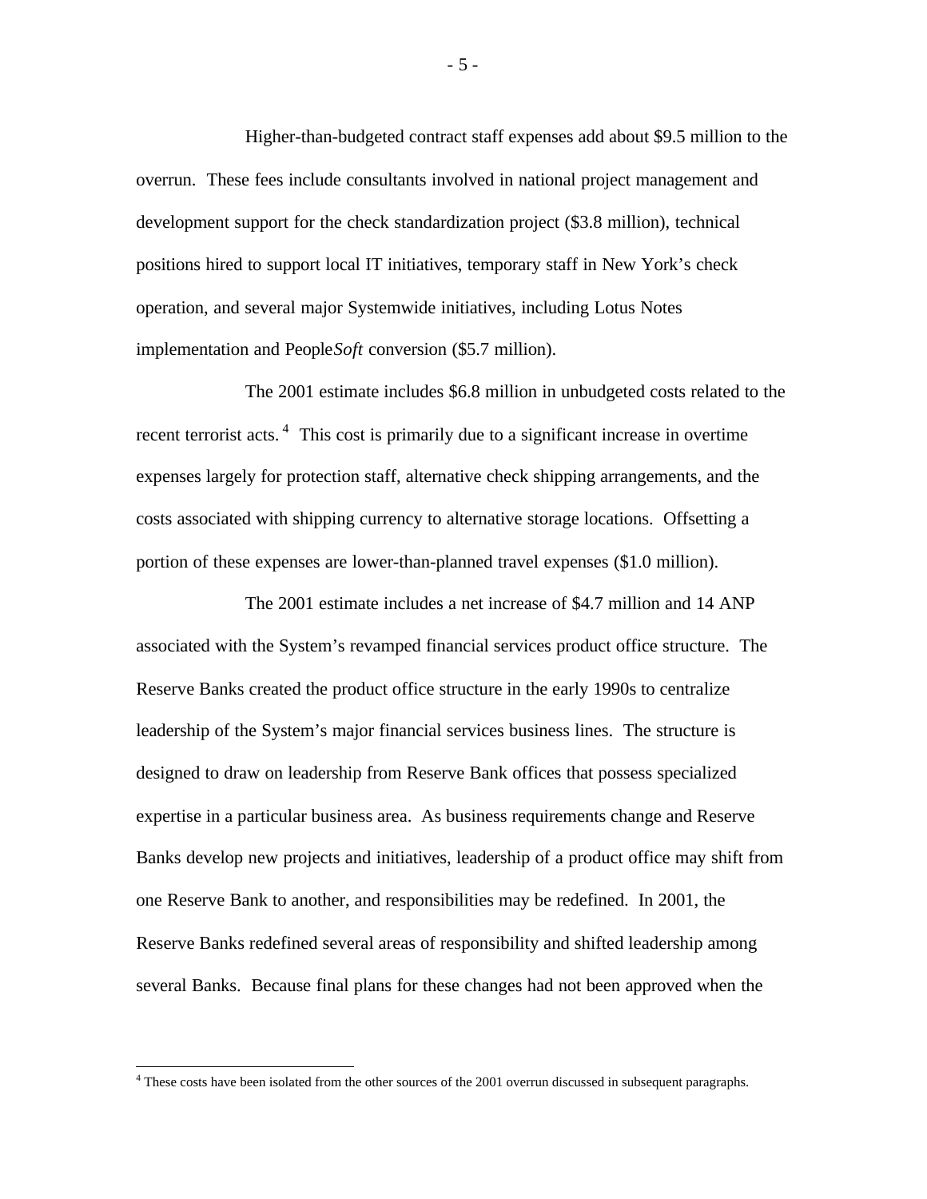Higher-than-budgeted contract staff expenses add about $9.5 million to the overrun. These fees include consultants involved in national project management and development support for the check standardization project ($3.8 million), technical positions hired to support local IT initiatives, temporary staff in New York's check operation, and several major Systemwide initiatives, including Lotus Notes implementation and People*Soft* conversion ($5.7 million).

The 2001 estimate includes $6.8 million in unbudgeted costs related to the recent terrorist acts.[4] This cost is primarily due to a significant increase in overtime expenses largely for protection staff, alternative check shipping arrangements, and the costs associated with shipping currency to alternative storage locations. Offsetting a portion of these expenses are lower-than-planned travel expenses ($1.0 million).

The 2001 estimate includes a net increase of $4.7 million and 14 ANP associated with the System's revamped financial services product office structure. The Reserve Banks created the product office structure in the early 1990s to centralize leadership of the System's major financial services business lines. The structure is designed to draw on leadership from Reserve Bank offices that possess specialized expertise in a particular business area. As business requirements change and Reserve Banks develop new projects and initiatives, leadership of a product office may shift from one Reserve Bank to another, and responsibilities may be redefined. In 2001, the Reserve Banks redefined several areas of responsibility and shifted leadership among several Banks. Because final plans for these changes had not been approved when the

[4] These costs have been isolated from the other sources of the 2001 overrun discussed in subsequent paragraphs.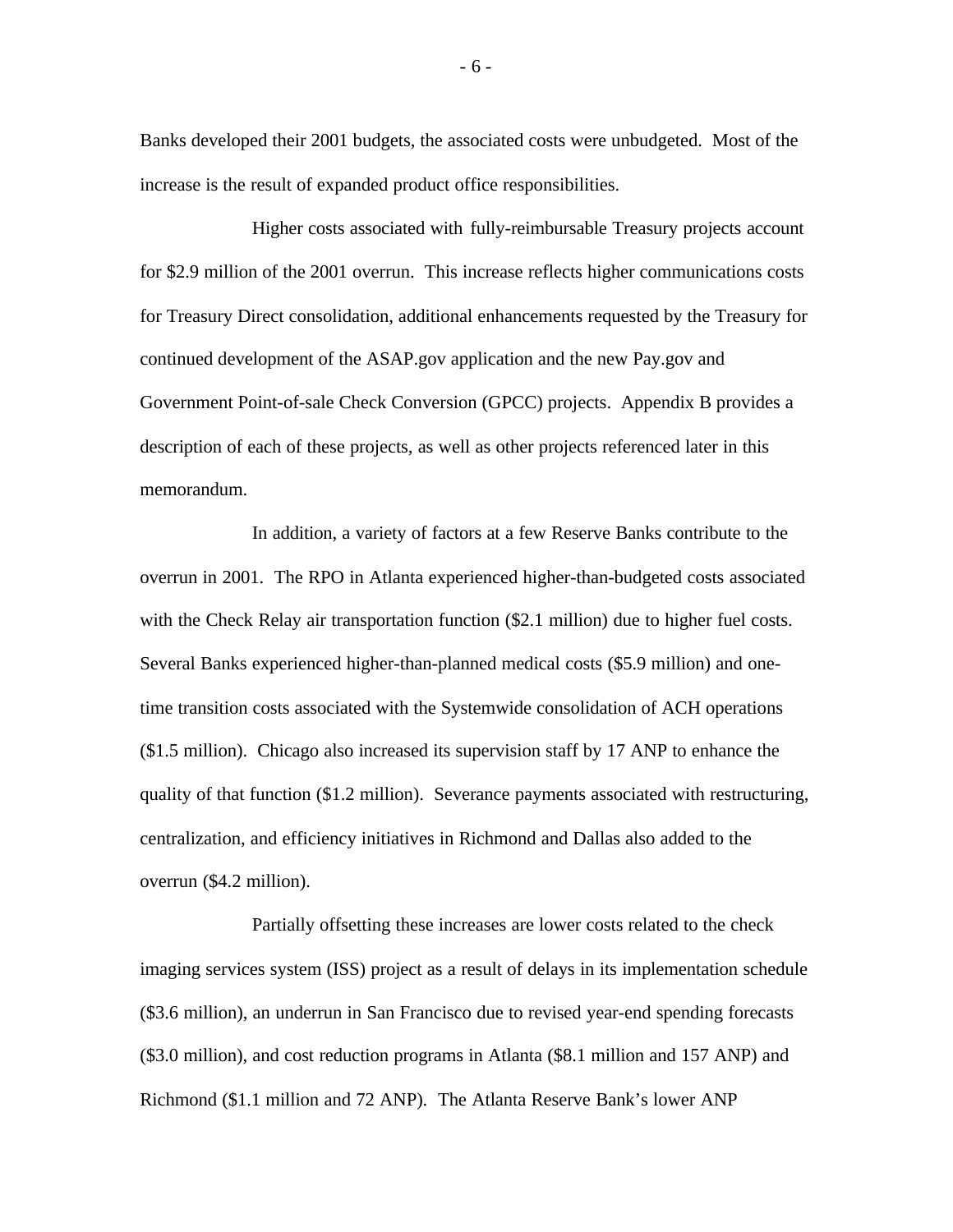Banks developed their 2001 budgets, the associated costs were unbudgeted. Most of the increase is the result of expanded product office responsibilities.

Higher costs associated with fully-reimbursable Treasury projects account for $2.9 million of the 2001 overrun. This increase reflects higher communications costs for Treasury Direct consolidation, additional enhancements requested by the Treasury for continued development of the ASAP.gov application and the new Pay.gov and Government Point-of-sale Check Conversion (GPCC) projects. Appendix B provides a description of each of these projects, as well as other projects referenced later in this memorandum.

In addition, a variety of factors at a few Reserve Banks contribute to the overrun in 2001. The RPO in Atlanta experienced higher-than-budgeted costs associated with the Check Relay air transportation function ($2.1 million) due to higher fuel costs. Several Banks experienced higher-than-planned medical costs ($5.9 million) and one-time transition costs associated with the Systemwide consolidation of ACH operations ($1.5 million). Chicago also increased its supervision staff by 17 ANP to enhance the quality of that function ($1.2 million). Severance payments associated with restructuring, centralization, and efficiency initiatives in Richmond and Dallas also added to the overrun ($4.2 million).

Partially offsetting these increases are lower costs related to the check imaging services system (ISS) project as a result of delays in its implementation schedule ($3.6 million), an underrun in San Francisco due to revised year-end spending forecasts ($3.0 million), and cost reduction programs in Atlanta ($8.1 million and 157 ANP) and Richmond ($1.1 million and 72 ANP). The Atlanta Reserve Bank's lower ANP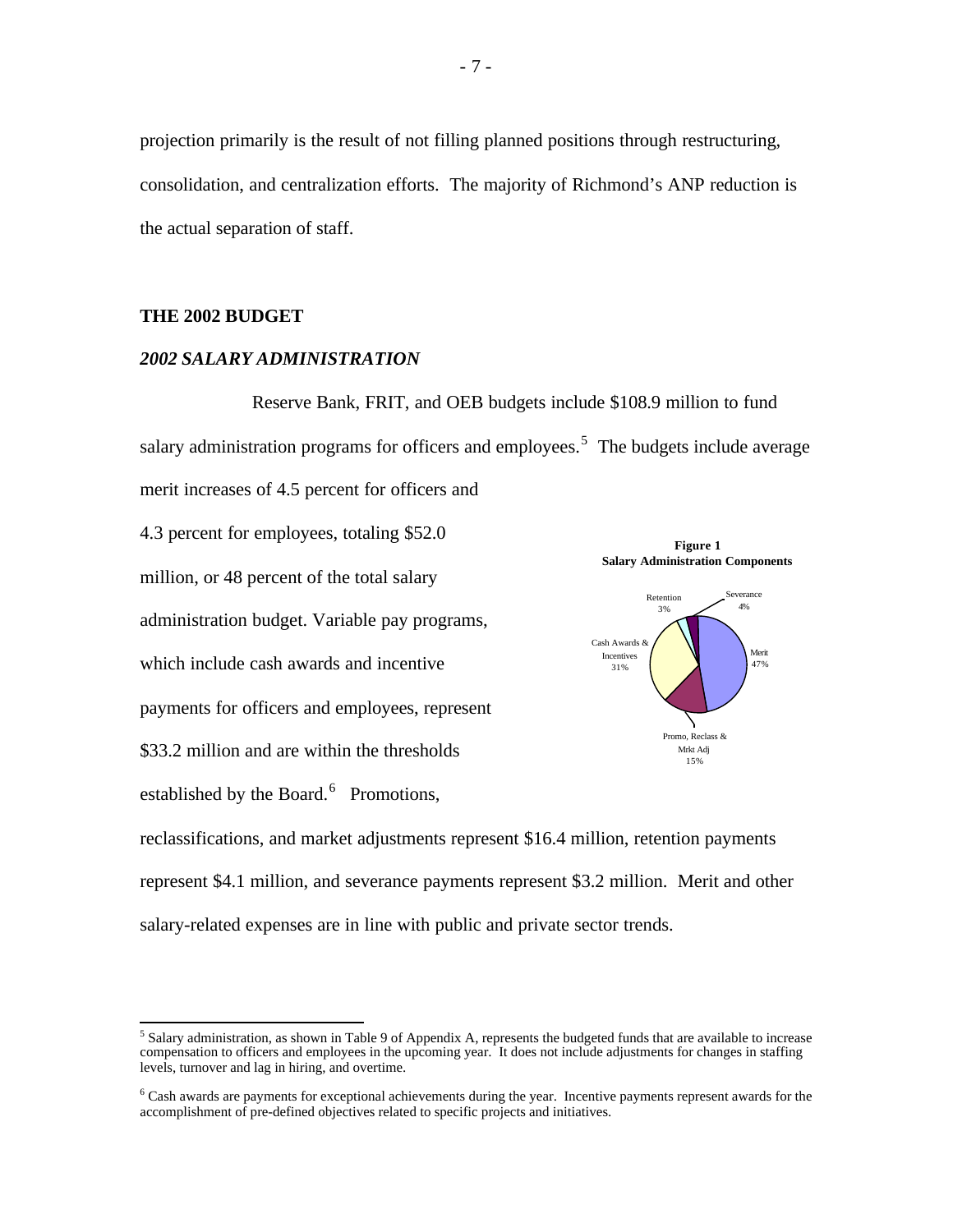projection primarily is the result of not filling planned positions through restructuring, consolidation, and centralization efforts. The majority of Richmond's ANP reduction is the actual separation of staff.

## THE 2002 BUDGET

### *2002 SALARY ADMINISTRATION*

Reserve Bank, FRIT, and OEB budgets include $108.9 million to fund salary administration programs for officers and employees.[5] The budgets include average merit increases of 4.5 percent for officers and 4.3 percent for employees, totaling $52.0 million, or 48 percent of the total salary administration budget. Variable pay programs, which include cash awards and incentive payments for officers and employees, represent $33.2 million and are within the thresholds established by the Board.[6] Promotions, reclassifications, and market adjustments represent $16.4 million, retention payments represent $4.1 million, and severance payments represent $3.2 million. Merit and other salary-related expenses are in line with public and private sector trends.

**Figure 1**
**Salary Administration Components**

| Component | Share |
|---|---|
| Merit | 47% |
| Cash Awards & Incentives | 31% |
| Promo, Reclass & Mrkt Adj | 15% |
| Severance | 4% |
| Retention | 3% |

---

[5] Salary administration, as shown in Table 9 of Appendix A, represents the budgeted funds that are available to increase compensation to officers and employees in the upcoming year. It does not include adjustments for changes in staffing levels, turnover and lag in hiring, and overtime.

[6] Cash awards are payments for exceptional achievements during the year. Incentive payments represent awards for the accomplishment of pre-defined objectives related to specific projects and initiatives.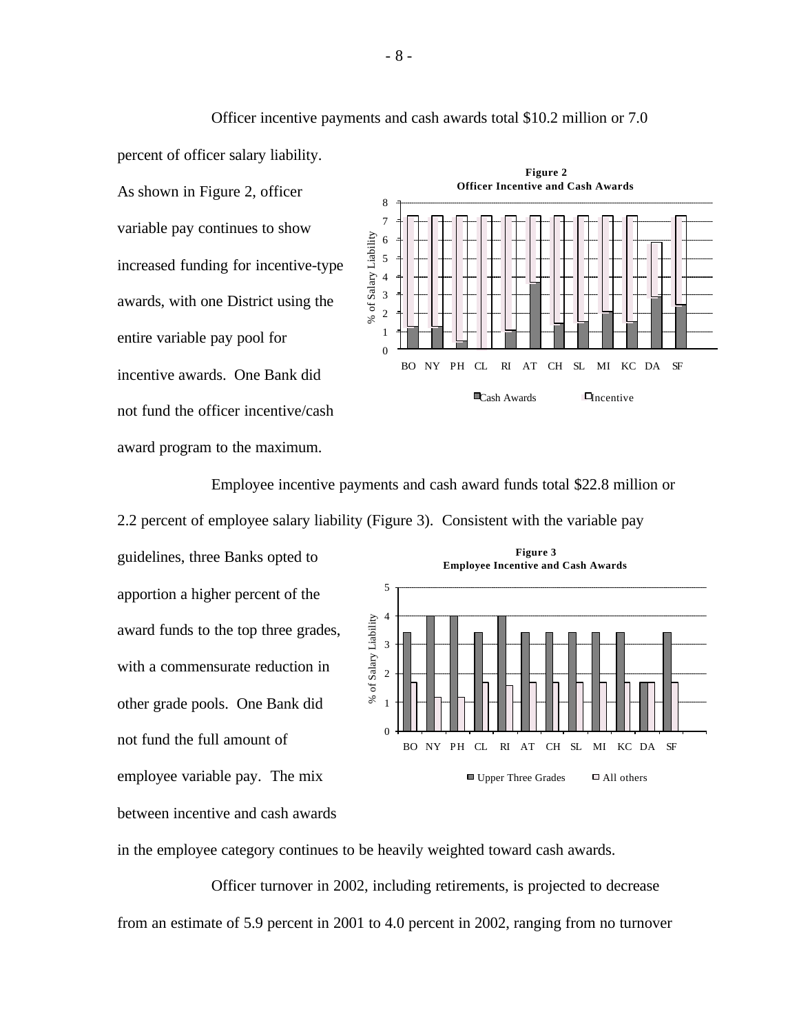Officer incentive payments and cash awards total \$10.2 million or 7.0 percent of officer salary liability. As shown in Figure 2, officer variable pay continues to show increased funding for incentive-type awards, with one District using the entire variable pay pool for incentive awards. One Bank did not fund the officer incentive/cash award program to the maximum.

**Figure 2**
**Officer Incentive and Cash Awards**

Employee incentive payments and cash award funds total \$22.8 million or 2.2 percent of employee salary liability (Figure 3). Consistent with the variable pay guidelines, three Banks opted to apportion a higher percent of the award funds to the top three grades, with a commensurate reduction in other grade pools. One Bank did not fund the full amount of employee variable pay. The mix between incentive and cash awards in the employee category continues to be heavily weighted toward cash awards.

**Figure 3**
**Employee Incentive and Cash Awards**

Officer turnover in 2002, including retirements, is projected to decrease from an estimate of 5.9 percent in 2001 to 4.0 percent in 2002, ranging from no turnover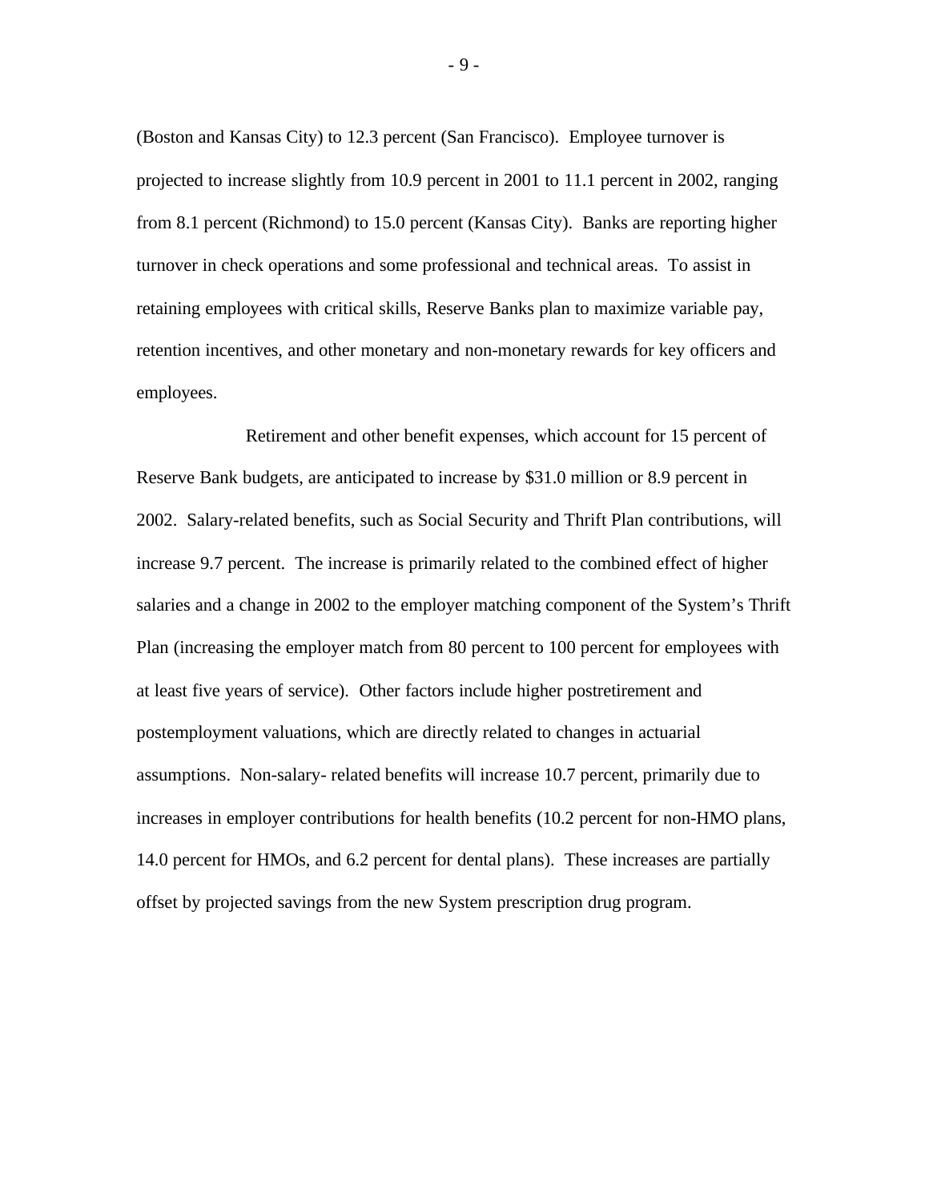(Boston and Kansas City) to 12.3 percent (San Francisco). Employee turnover is projected to increase slightly from 10.9 percent in 2001 to 11.1 percent in 2002, ranging from 8.1 percent (Richmond) to 15.0 percent (Kansas City). Banks are reporting higher turnover in check operations and some professional and technical areas. To assist in retaining employees with critical skills, Reserve Banks plan to maximize variable pay, retention incentives, and other monetary and non-monetary rewards for key officers and employees.

Retirement and other benefit expenses, which account for 15 percent of Reserve Bank budgets, are anticipated to increase by $31.0 million or 8.9 percent in 2002. Salary-related benefits, such as Social Security and Thrift Plan contributions, will increase 9.7 percent. The increase is primarily related to the combined effect of higher salaries and a change in 2002 to the employer matching component of the System's Thrift Plan (increasing the employer match from 80 percent to 100 percent for employees with at least five years of service). Other factors include higher postretirement and postemployment valuations, which are directly related to changes in actuarial assumptions. Non-salary- related benefits will increase 10.7 percent, primarily due to increases in employer contributions for health benefits (10.2 percent for non-HMO plans, 14.0 percent for HMOs, and 6.2 percent for dental plans). These increases are partially offset by projected savings from the new System prescription drug program.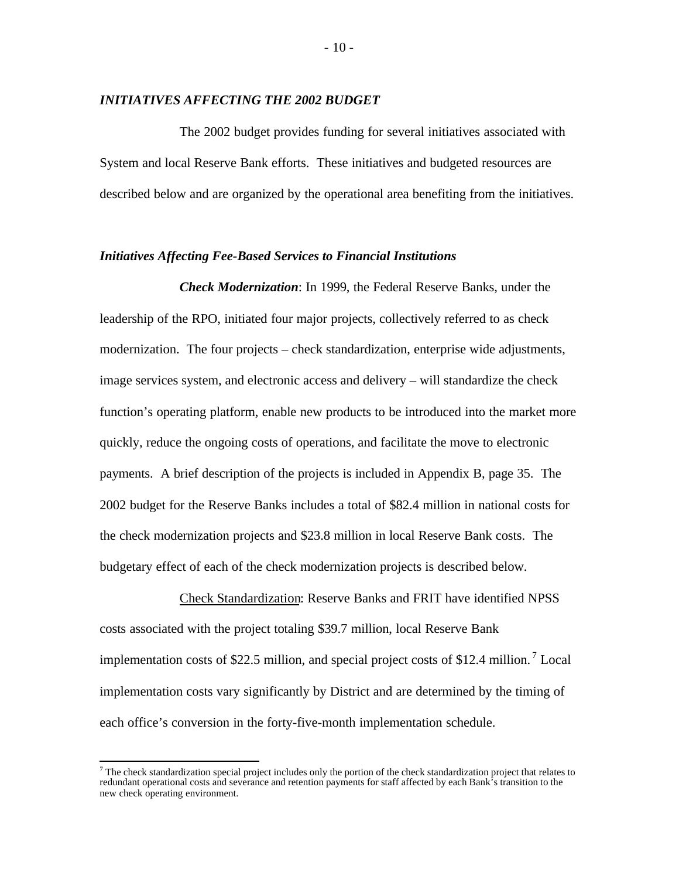### *INITIATIVES AFFECTING THE 2002 BUDGET*

The 2002 budget provides funding for several initiatives associated with System and local Reserve Bank efforts. These initiatives and budgeted resources are described below and are organized by the operational area benefiting from the initiatives.

#### *Initiatives Affecting Fee-Based Services to Financial Institutions*

***Check Modernization***: In 1999, the Federal Reserve Banks, under the leadership of the RPO, initiated four major projects, collectively referred to as check modernization. The four projects – check standardization, enterprise wide adjustments, image services system, and electronic access and delivery – will standardize the check function's operating platform, enable new products to be introduced into the market more quickly, reduce the ongoing costs of operations, and facilitate the move to electronic payments. A brief description of the projects is included in Appendix B, page 35. The 2002 budget for the Reserve Banks includes a total of \$82.4 million in national costs for the check modernization projects and \$23.8 million in local Reserve Bank costs. The budgetary effect of each of the check modernization projects is described below.

<u>Check Standardization</u>: Reserve Banks and FRIT have identified NPSS costs associated with the project totaling \$39.7 million, local Reserve Bank implementation costs of \$22.5 million, and special project costs of \$12.4 million.[7] Local implementation costs vary significantly by District and are determined by the timing of each office's conversion in the forty-five-month implementation schedule.

[7] The check standardization special project includes only the portion of the check standardization project that relates to redundant operational costs and severance and retention payments for staff affected by each Bank's transition to the new check operating environment.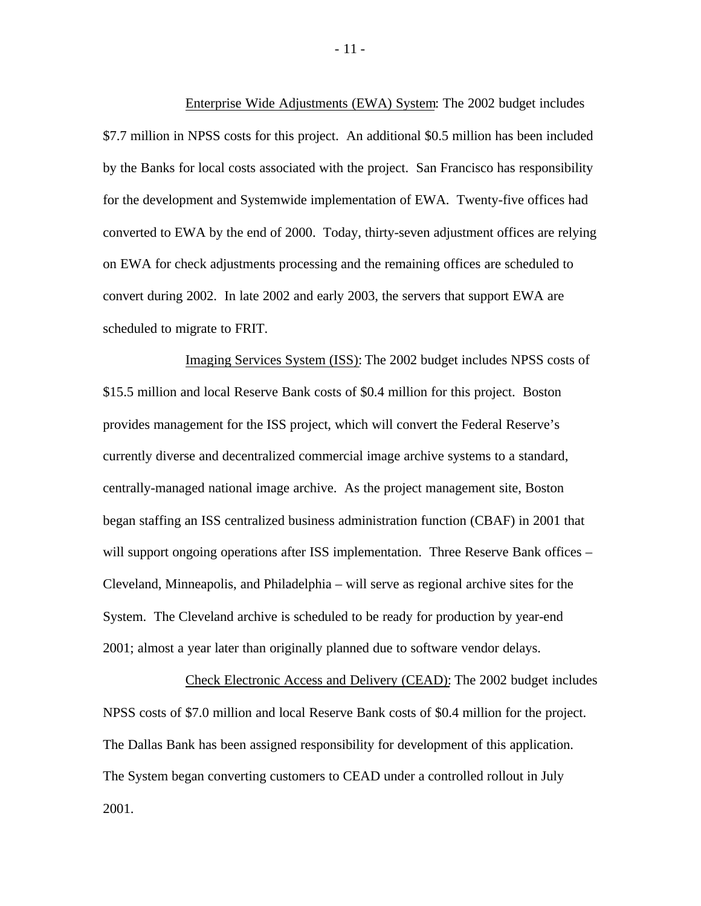Enterprise Wide Adjustments (EWA) System: The 2002 budget includes $7.7 million in NPSS costs for this project. An additional $0.5 million has been included by the Banks for local costs associated with the project. San Francisco has responsibility for the development and Systemwide implementation of EWA. Twenty-five offices had converted to EWA by the end of 2000. Today, thirty-seven adjustment offices are relying on EWA for check adjustments processing and the remaining offices are scheduled to convert during 2002. In late 2002 and early 2003, the servers that support EWA are scheduled to migrate to FRIT.

Imaging Services System (ISS): The 2002 budget includes NPSS costs of $15.5 million and local Reserve Bank costs of $0.4 million for this project. Boston provides management for the ISS project, which will convert the Federal Reserve's currently diverse and decentralized commercial image archive systems to a standard, centrally-managed national image archive. As the project management site, Boston began staffing an ISS centralized business administration function (CBAF) in 2001 that will support ongoing operations after ISS implementation. Three Reserve Bank offices – Cleveland, Minneapolis, and Philadelphia – will serve as regional archive sites for the System. The Cleveland archive is scheduled to be ready for production by year-end 2001; almost a year later than originally planned due to software vendor delays.

Check Electronic Access and Delivery (CEAD): The 2002 budget includes NPSS costs of $7.0 million and local Reserve Bank costs of $0.4 million for the project. The Dallas Bank has been assigned responsibility for development of this application. The System began converting customers to CEAD under a controlled rollout in July 2001.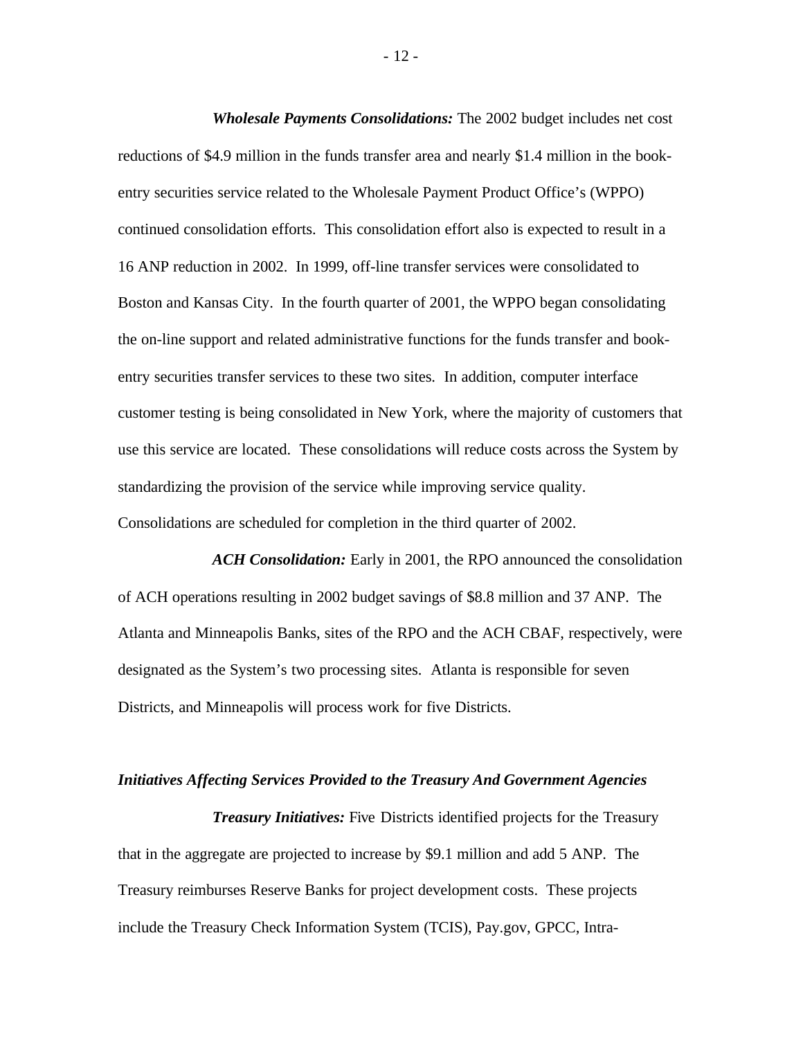***Wholesale Payments Consolidations:*** The 2002 budget includes net cost reductions of $4.9 million in the funds transfer area and nearly $1.4 million in the book-entry securities service related to the Wholesale Payment Product Office's (WPPO) continued consolidation efforts. This consolidation effort also is expected to result in a 16 ANP reduction in 2002. In 1999, off-line transfer services were consolidated to Boston and Kansas City. In the fourth quarter of 2001, the WPPO began consolidating the on-line support and related administrative functions for the funds transfer and book-entry securities transfer services to these two sites. In addition, computer interface customer testing is being consolidated in New York, where the majority of customers that use this service are located. These consolidations will reduce costs across the System by standardizing the provision of the service while improving service quality. Consolidations are scheduled for completion in the third quarter of 2002.

***ACH Consolidation:*** Early in 2001, the RPO announced the consolidation of ACH operations resulting in 2002 budget savings of $8.8 million and 37 ANP. The Atlanta and Minneapolis Banks, sites of the RPO and the ACH CBAF, respectively, were designated as the System's two processing sites. Atlanta is responsible for seven Districts, and Minneapolis will process work for five Districts.

### *Initiatives Affecting Services Provided to the Treasury And Government Agencies*

***Treasury Initiatives:*** Five Districts identified projects for the Treasury that in the aggregate are projected to increase by $9.1 million and add 5 ANP. The Treasury reimburses Reserve Banks for project development costs. These projects include the Treasury Check Information System (TCIS), Pay.gov, GPCC, Intra-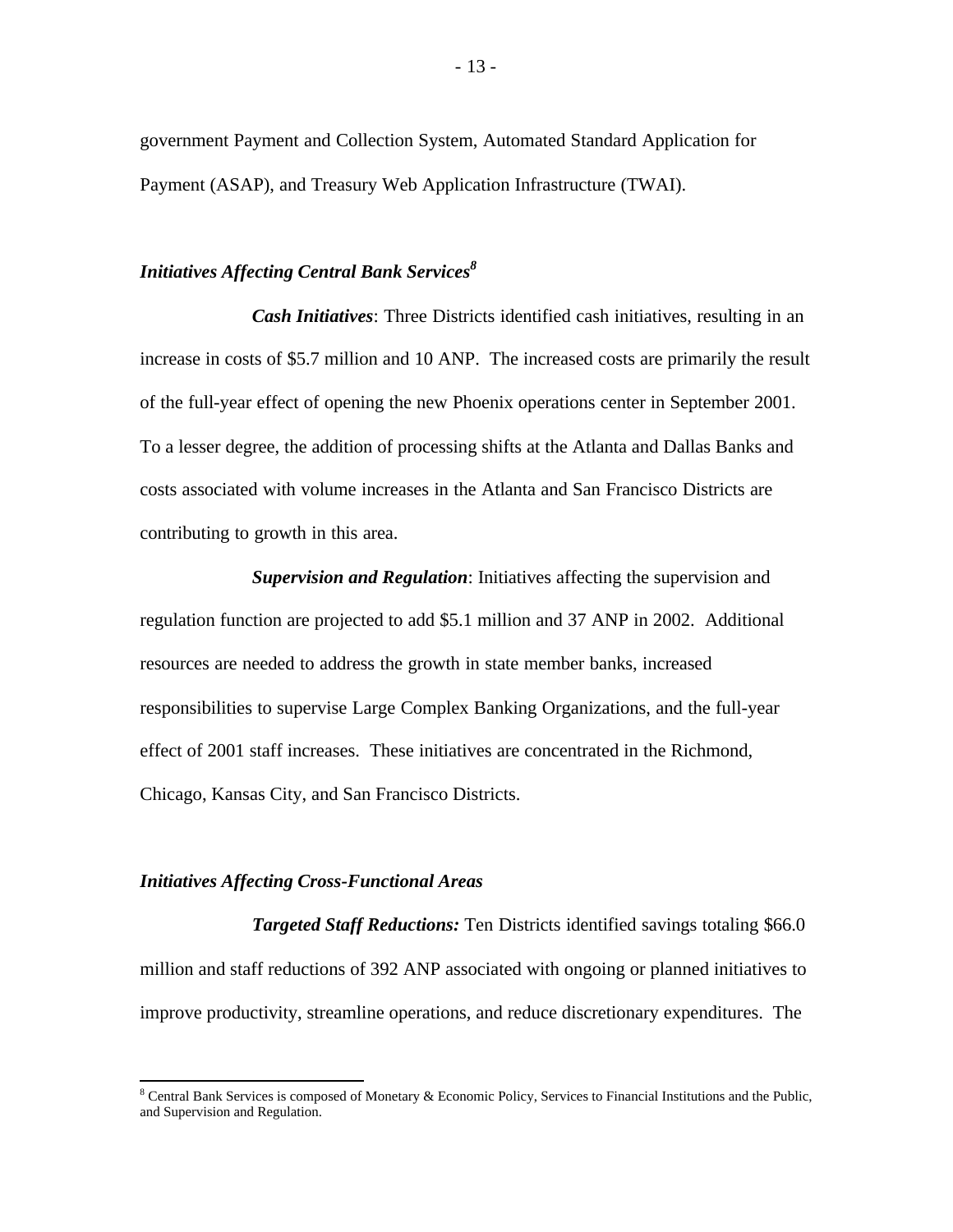government Payment and Collection System, Automated Standard Application for Payment (ASAP), and Treasury Web Application Infrastructure (TWAI).

### *Initiatives Affecting Central Bank Services*[8]

***Cash Initiatives***: Three Districts identified cash initiatives, resulting in an increase in costs of $5.7 million and 10 ANP. The increased costs are primarily the result of the full-year effect of opening the new Phoenix operations center in September 2001. To a lesser degree, the addition of processing shifts at the Atlanta and Dallas Banks and costs associated with volume increases in the Atlanta and San Francisco Districts are contributing to growth in this area.

***Supervision and Regulation***: Initiatives affecting the supervision and regulation function are projected to add $5.1 million and 37 ANP in 2002. Additional resources are needed to address the growth in state member banks, increased responsibilities to supervise Large Complex Banking Organizations, and the full-year effect of 2001 staff increases. These initiatives are concentrated in the Richmond, Chicago, Kansas City, and San Francisco Districts.

### *Initiatives Affecting Cross-Functional Areas*

***Targeted Staff Reductions:*** Ten Districts identified savings totaling $66.0 million and staff reductions of 392 ANP associated with ongoing or planned initiatives to improve productivity, streamline operations, and reduce discretionary expenditures. The

[8] Central Bank Services is composed of Monetary & Economic Policy, Services to Financial Institutions and the Public, and Supervision and Regulation.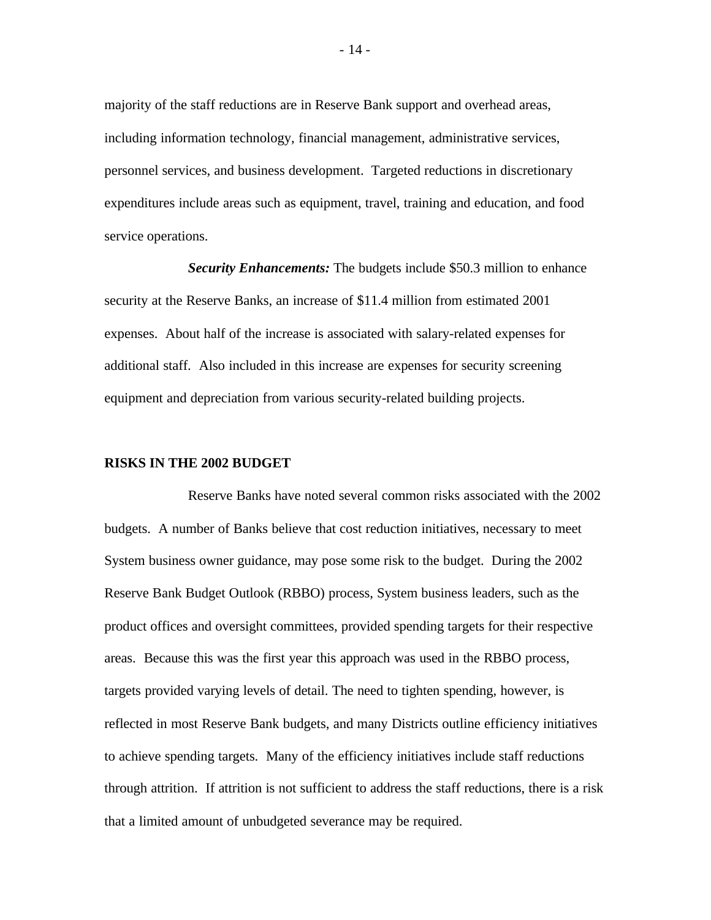majority of the staff reductions are in Reserve Bank support and overhead areas, including information technology, financial management, administrative services, personnel services, and business development. Targeted reductions in discretionary expenditures include areas such as equipment, travel, training and education, and food service operations.

***Security Enhancements:*** The budgets include $50.3 million to enhance security at the Reserve Banks, an increase of $11.4 million from estimated 2001 expenses. About half of the increase is associated with salary-related expenses for additional staff. Also included in this increase are expenses for security screening equipment and depreciation from various security-related building projects.

## RISKS IN THE 2002 BUDGET

Reserve Banks have noted several common risks associated with the 2002 budgets. A number of Banks believe that cost reduction initiatives, necessary to meet System business owner guidance, may pose some risk to the budget. During the 2002 Reserve Bank Budget Outlook (RBBO) process, System business leaders, such as the product offices and oversight committees, provided spending targets for their respective areas. Because this was the first year this approach was used in the RBBO process, targets provided varying levels of detail. The need to tighten spending, however, is reflected in most Reserve Bank budgets, and many Districts outline efficiency initiatives to achieve spending targets. Many of the efficiency initiatives include staff reductions through attrition. If attrition is not sufficient to address the staff reductions, there is a risk that a limited amount of unbudgeted severance may be required.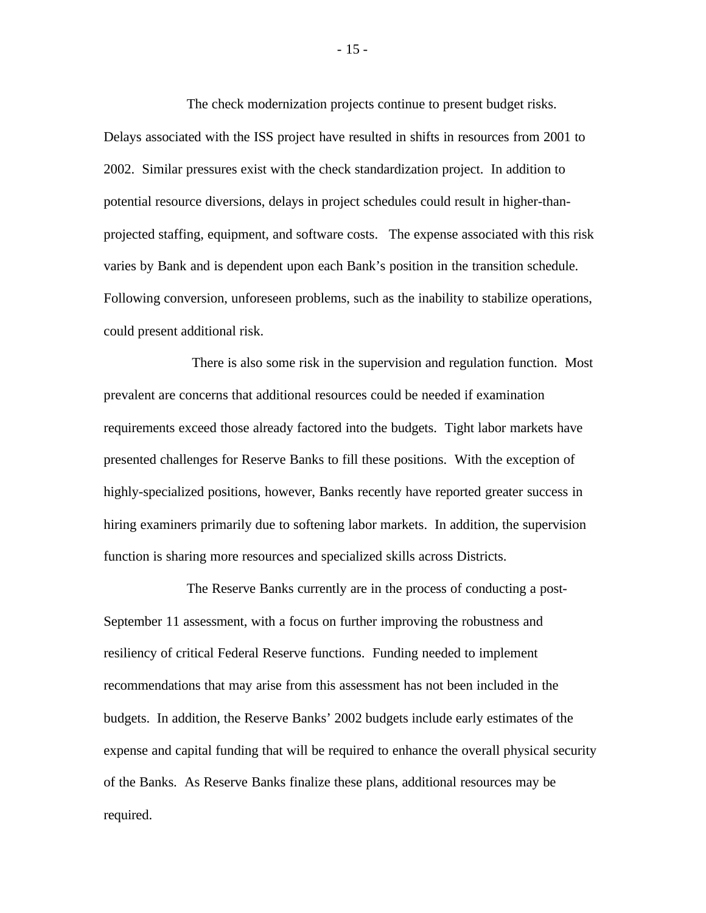The check modernization projects continue to present budget risks. Delays associated with the ISS project have resulted in shifts in resources from 2001 to 2002. Similar pressures exist with the check standardization project. In addition to potential resource diversions, delays in project schedules could result in higher-than-projected staffing, equipment, and software costs. The expense associated with this risk varies by Bank and is dependent upon each Bank's position in the transition schedule. Following conversion, unforeseen problems, such as the inability to stabilize operations, could present additional risk.

There is also some risk in the supervision and regulation function. Most prevalent are concerns that additional resources could be needed if examination requirements exceed those already factored into the budgets. Tight labor markets have presented challenges for Reserve Banks to fill these positions. With the exception of highly-specialized positions, however, Banks recently have reported greater success in hiring examiners primarily due to softening labor markets. In addition, the supervision function is sharing more resources and specialized skills across Districts.

The Reserve Banks currently are in the process of conducting a post-September 11 assessment, with a focus on further improving the robustness and resiliency of critical Federal Reserve functions. Funding needed to implement recommendations that may arise from this assessment has not been included in the budgets. In addition, the Reserve Banks' 2002 budgets include early estimates of the expense and capital funding that will be required to enhance the overall physical security of the Banks. As Reserve Banks finalize these plans, additional resources may be required.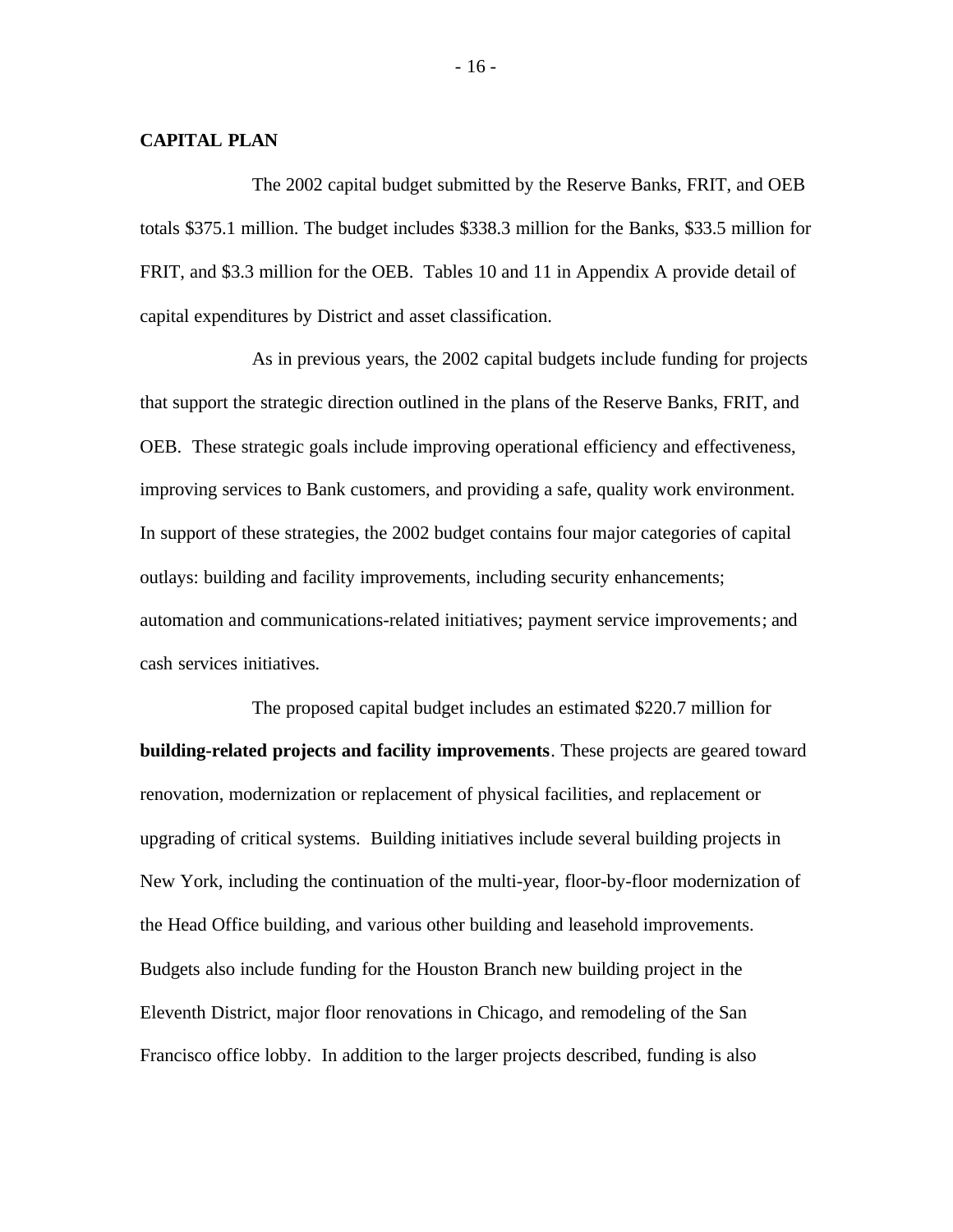**CAPITAL PLAN**

The 2002 capital budget submitted by the Reserve Banks, FRIT, and OEB totals \$375.1 million. The budget includes \$338.3 million for the Banks, \$33.5 million for FRIT, and \$3.3 million for the OEB. Tables 10 and 11 in Appendix A provide detail of capital expenditures by District and asset classification.

As in previous years, the 2002 capital budgets include funding for projects that support the strategic direction outlined in the plans of the Reserve Banks, FRIT, and OEB. These strategic goals include improving operational efficiency and effectiveness, improving services to Bank customers, and providing a safe, quality work environment. In support of these strategies, the 2002 budget contains four major categories of capital outlays: building and facility improvements, including security enhancements; automation and communications-related initiatives; payment service improvements; and cash services initiatives.

The proposed capital budget includes an estimated \$220.7 million for **building-related projects and facility improvements**. These projects are geared toward renovation, modernization or replacement of physical facilities, and replacement or upgrading of critical systems. Building initiatives include several building projects in New York, including the continuation of the multi-year, floor-by-floor modernization of the Head Office building, and various other building and leasehold improvements. Budgets also include funding for the Houston Branch new building project in the Eleventh District, major floor renovations in Chicago, and remodeling of the San Francisco office lobby. In addition to the larger projects described, funding is also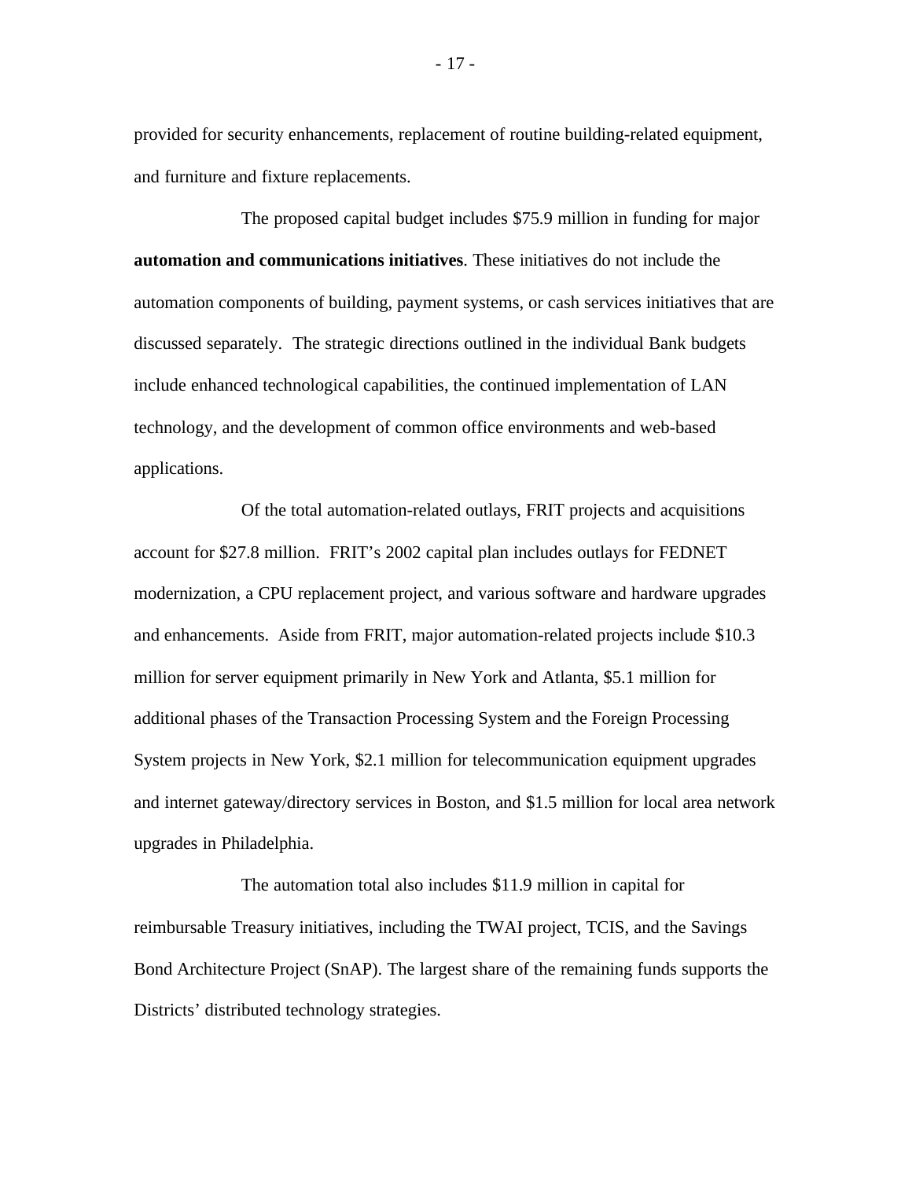provided for security enhancements, replacement of routine building-related equipment, and furniture and fixture replacements.

The proposed capital budget includes $75.9 million in funding for major **automation and communications initiatives**. These initiatives do not include the automation components of building, payment systems, or cash services initiatives that are discussed separately. The strategic directions outlined in the individual Bank budgets include enhanced technological capabilities, the continued implementation of LAN technology, and the development of common office environments and web-based applications.

Of the total automation-related outlays, FRIT projects and acquisitions account for $27.8 million. FRIT's 2002 capital plan includes outlays for FEDNET modernization, a CPU replacement project, and various software and hardware upgrades and enhancements. Aside from FRIT, major automation-related projects include $10.3 million for server equipment primarily in New York and Atlanta, $5.1 million for additional phases of the Transaction Processing System and the Foreign Processing System projects in New York, $2.1 million for telecommunication equipment upgrades and internet gateway/directory services in Boston, and $1.5 million for local area network upgrades in Philadelphia.

The automation total also includes $11.9 million in capital for reimbursable Treasury initiatives, including the TWAI project, TCIS, and the Savings Bond Architecture Project (SnAP). The largest share of the remaining funds supports the Districts' distributed technology strategies.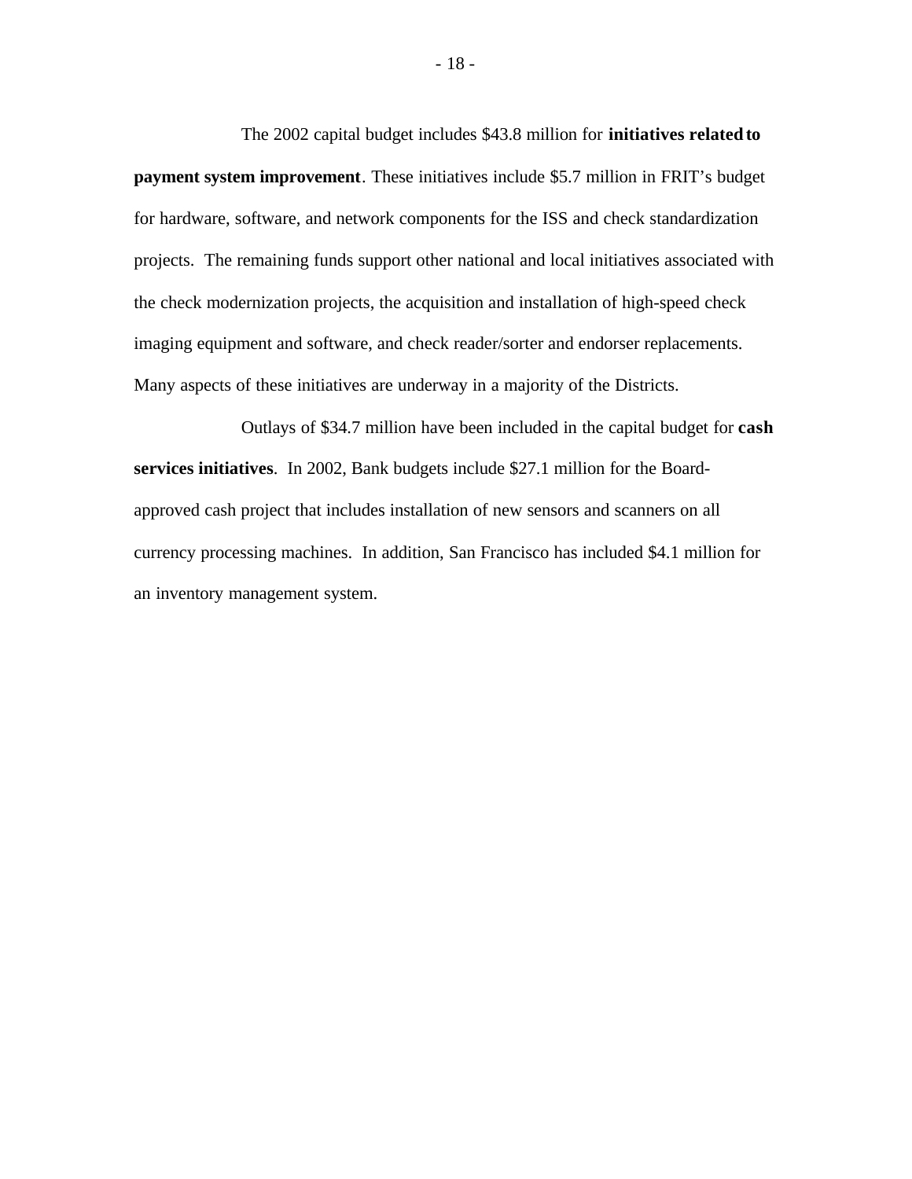The 2002 capital budget includes $43.8 million for **initiatives related to payment system improvement**. These initiatives include $5.7 million in FRIT's budget for hardware, software, and network components for the ISS and check standardization projects. The remaining funds support other national and local initiatives associated with the check modernization projects, the acquisition and installation of high-speed check imaging equipment and software, and check reader/sorter and endorser replacements. Many aspects of these initiatives are underway in a majority of the Districts.

Outlays of $34.7 million have been included in the capital budget for **cash services initiatives**. In 2002, Bank budgets include $27.1 million for the Board-approved cash project that includes installation of new sensors and scanners on all currency processing machines. In addition, San Francisco has included $4.1 million for an inventory management system.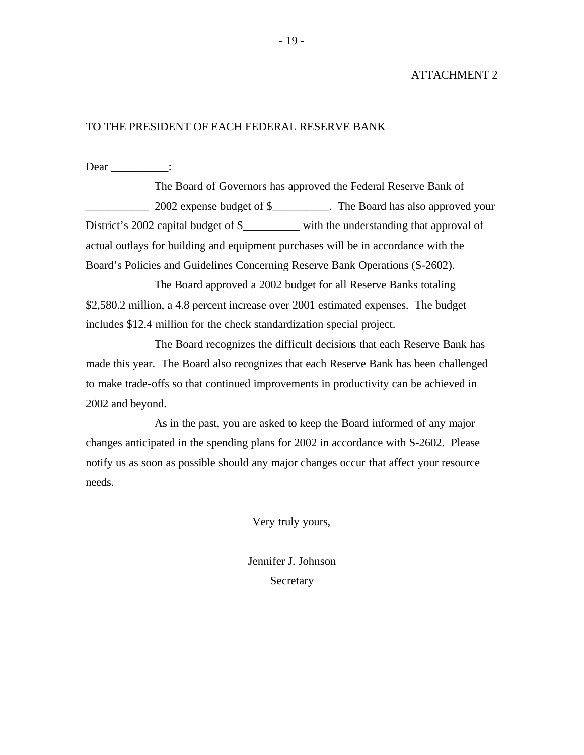ATTACHMENT 2

TO THE PRESIDENT OF EACH FEDERAL RESERVE BANK

Dear __________:

The Board of Governors has approved the Federal Reserve Bank of ___________ 2002 expense budget of $__________. The Board has also approved your District's 2002 capital budget of $__________ with the understanding that approval of actual outlays for building and equipment purchases will be in accordance with the Board's Policies and Guidelines Concerning Reserve Bank Operations (S-2602).

The Board approved a 2002 budget for all Reserve Banks totaling $2,580.2 million, a 4.8 percent increase over 2001 estimated expenses. The budget includes $12.4 million for the check standardization special project.

The Board recognizes the difficult decisions that each Reserve Bank has made this year. The Board also recognizes that each Reserve Bank has been challenged to make trade-offs so that continued improvements in productivity can be achieved in 2002 and beyond.

As in the past, you are asked to keep the Board informed of any major changes anticipated in the spending plans for 2002 in accordance with S-2602. Please notify us as soon as possible should any major changes occur that affect your resource needs.

Very truly yours,

Jennifer J. Johnson
Secretary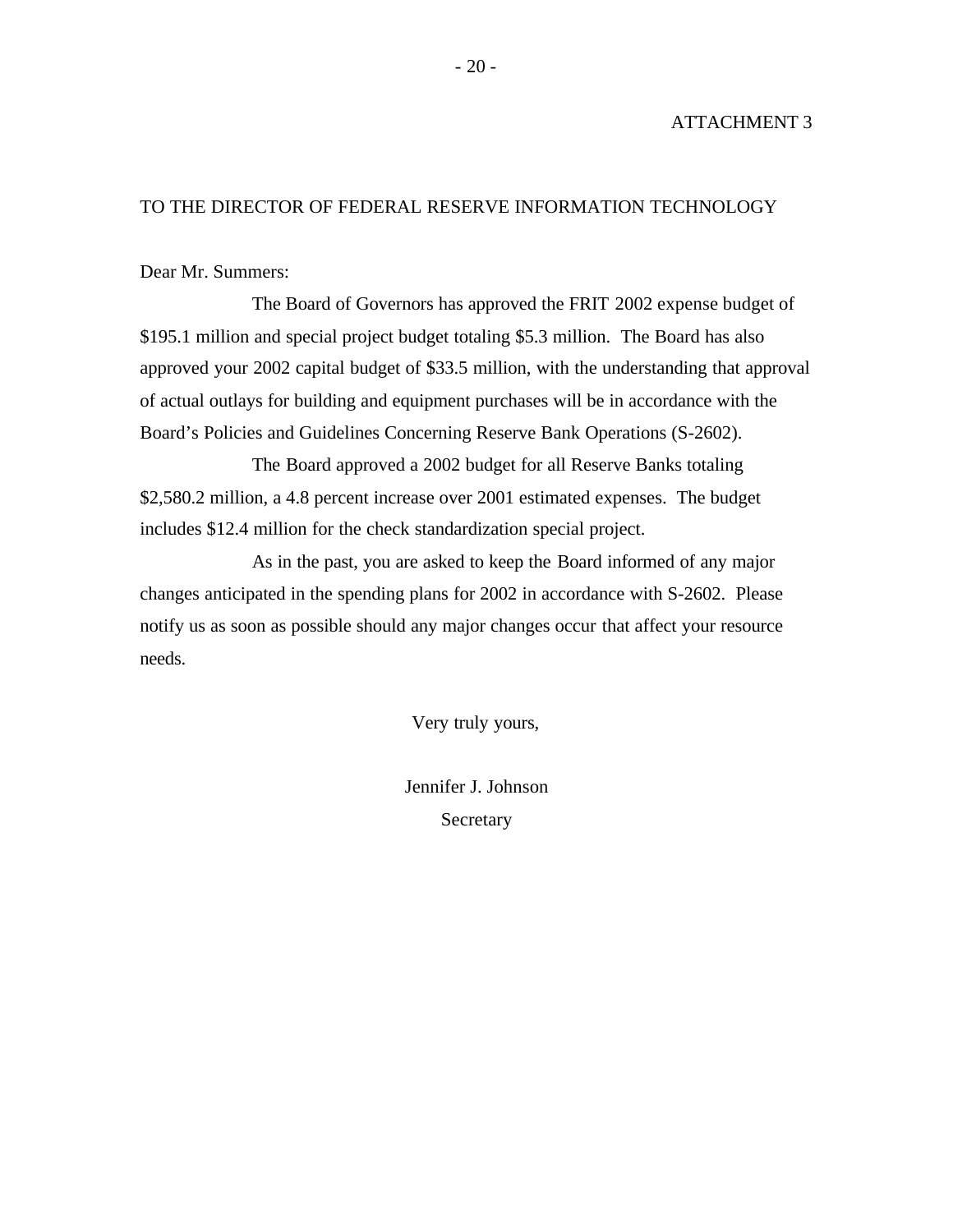ATTACHMENT 3

TO THE DIRECTOR OF FEDERAL RESERVE INFORMATION TECHNOLOGY

Dear Mr. Summers:

The Board of Governors has approved the FRIT 2002 expense budget of $195.1 million and special project budget totaling $5.3 million. The Board has also approved your 2002 capital budget of $33.5 million, with the understanding that approval of actual outlays for building and equipment purchases will be in accordance with the Board's Policies and Guidelines Concerning Reserve Bank Operations (S-2602).

The Board approved a 2002 budget for all Reserve Banks totaling $2,580.2 million, a 4.8 percent increase over 2001 estimated expenses. The budget includes $12.4 million for the check standardization special project.

As in the past, you are asked to keep the Board informed of any major changes anticipated in the spending plans for 2002 in accordance with S-2602. Please notify us as soon as possible should any major changes occur that affect your resource needs.

Very truly yours,

Jennifer J. Johnson
Secretary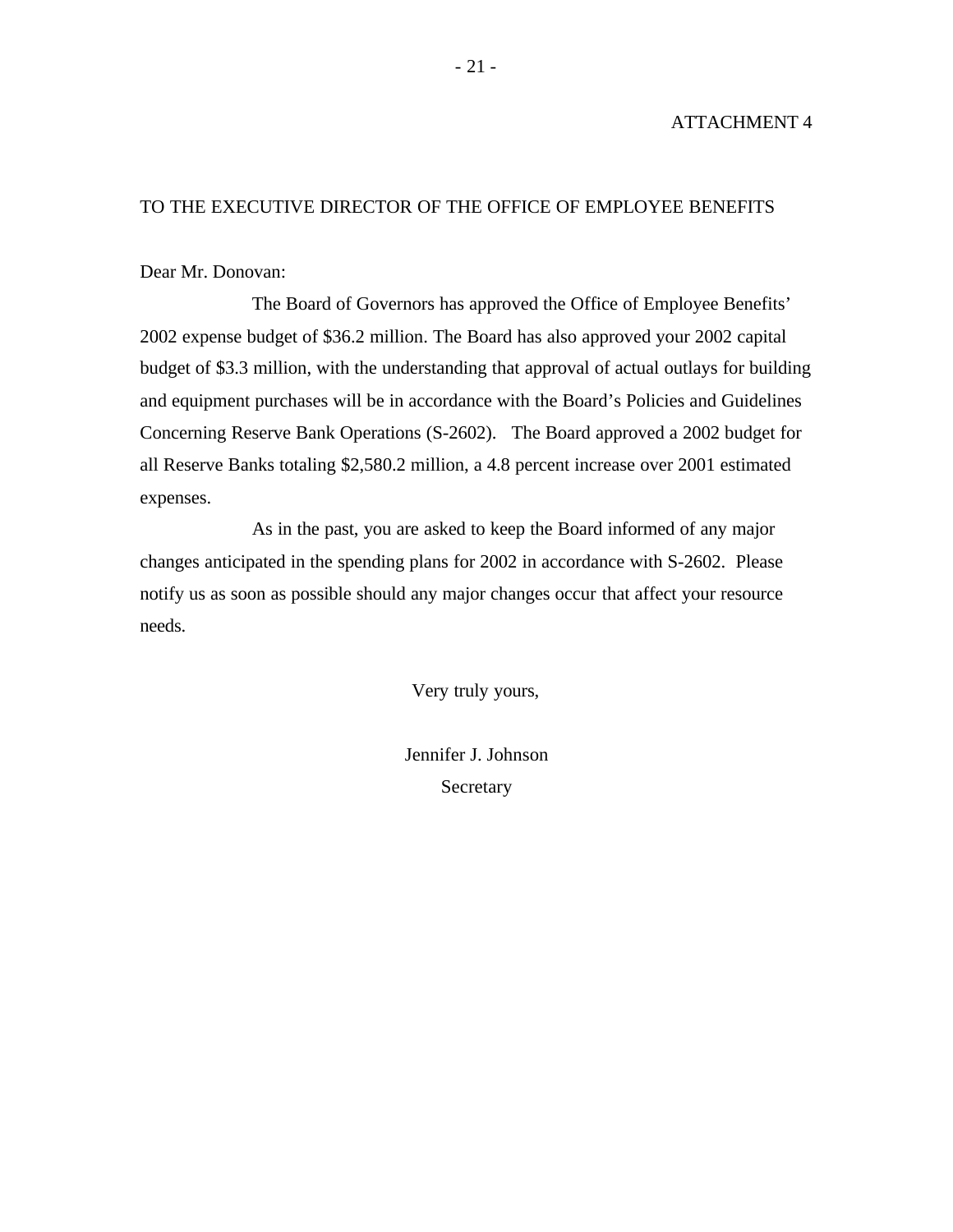ATTACHMENT 4

TO THE EXECUTIVE DIRECTOR OF THE OFFICE OF EMPLOYEE BENEFITS

Dear Mr. Donovan:

The Board of Governors has approved the Office of Employee Benefits' 2002 expense budget of $36.2 million. The Board has also approved your 2002 capital budget of $3.3 million, with the understanding that approval of actual outlays for building and equipment purchases will be in accordance with the Board's Policies and Guidelines Concerning Reserve Bank Operations (S-2602). The Board approved a 2002 budget for all Reserve Banks totaling $2,580.2 million, a 4.8 percent increase over 2001 estimated expenses.

As in the past, you are asked to keep the Board informed of any major changes anticipated in the spending plans for 2002 in accordance with S-2602. Please notify us as soon as possible should any major changes occur that affect your resource needs.

Very truly yours,

Jennifer J. Johnson
Secretary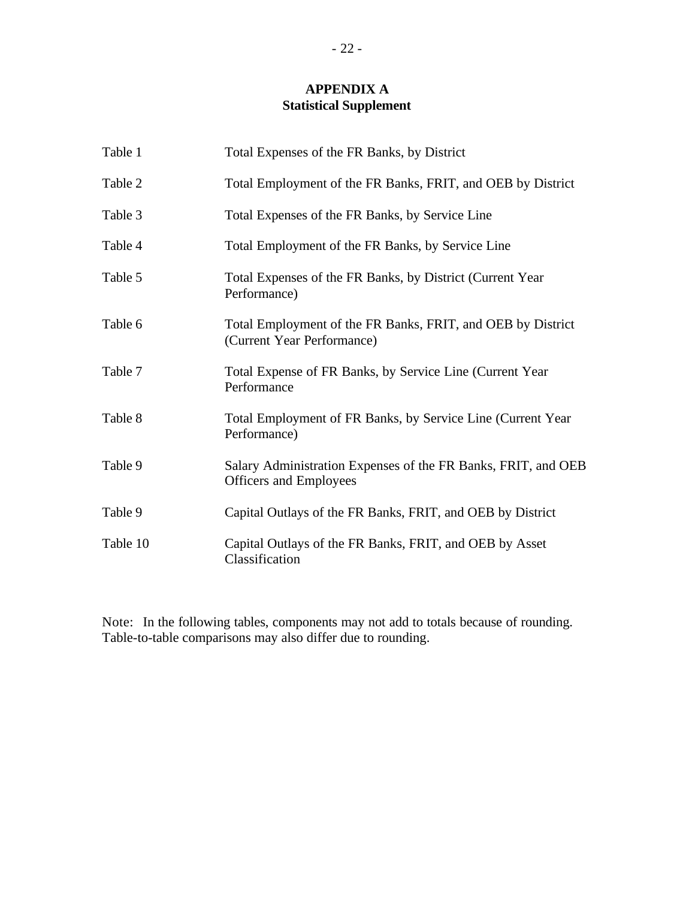# APPENDIX A
## Statistical Supplement

| | |
|---|---|
| Table 1 | Total Expenses of the FR Banks, by District |
| Table 2 | Total Employment of the FR Banks, FRIT, and OEB by District |
| Table 3 | Total Expenses of the FR Banks, by Service Line |
| Table 4 | Total Employment of the FR Banks, by Service Line |
| Table 5 | Total Expenses of the FR Banks, by District (Current Year Performance) |
| Table 6 | Total Employment of the FR Banks, FRIT, and OEB by District (Current Year Performance) |
| Table 7 | Total Expense of FR Banks, by Service Line (Current Year Performance |
| Table 8 | Total Employment of FR Banks, by Service Line (Current Year Performance) |
| Table 9 | Salary Administration Expenses of the FR Banks, FRIT, and OEB Officers and Employees |
| Table 9 | Capital Outlays of the FR Banks, FRIT, and OEB by District |
| Table 10 | Capital Outlays of the FR Banks, FRIT, and OEB by Asset Classification |

Note: In the following tables, components may not add to totals because of rounding. Table-to-table comparisons may also differ due to rounding.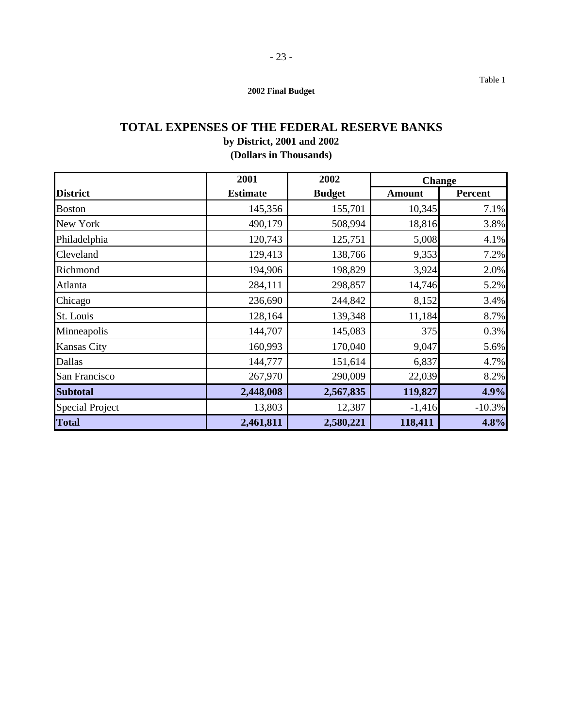Table 1

**2002 Final Budget**

# TOTAL EXPENSES OF THE FEDERAL RESERVE BANKS

**by District, 2001 and 2002**

**(Dollars in Thousands)**

| District | 2001 Estimate | 2002 Budget | Change Amount | Change Percent |
|---|---|---|---|---|
| Boston | 145,356 | 155,701 | 10,345 | 7.1% |
| New York | 490,179 | 508,994 | 18,816 | 3.8% |
| Philadelphia | 120,743 | 125,751 | 5,008 | 4.1% |
| Cleveland | 129,413 | 138,766 | 9,353 | 7.2% |
| Richmond | 194,906 | 198,829 | 3,924 | 2.0% |
| Atlanta | 284,111 | 298,857 | 14,746 | 5.2% |
| Chicago | 236,690 | 244,842 | 8,152 | 3.4% |
| St. Louis | 128,164 | 139,348 | 11,184 | 8.7% |
| Minneapolis | 144,707 | 145,083 | 375 | 0.3% |
| Kansas City | 160,993 | 170,040 | 9,047 | 5.6% |
| Dallas | 144,777 | 151,614 | 6,837 | 4.7% |
| San Francisco | 267,970 | 290,009 | 22,039 | 8.2% |
| **Subtotal** | **2,448,008** | **2,567,835** | **119,827** | **4.9%** |
| Special Project | 13,803 | 12,387 | -1,416 | -10.3% |
| **Total** | **2,461,811** | **2,580,221** | **118,411** | **4.8%** |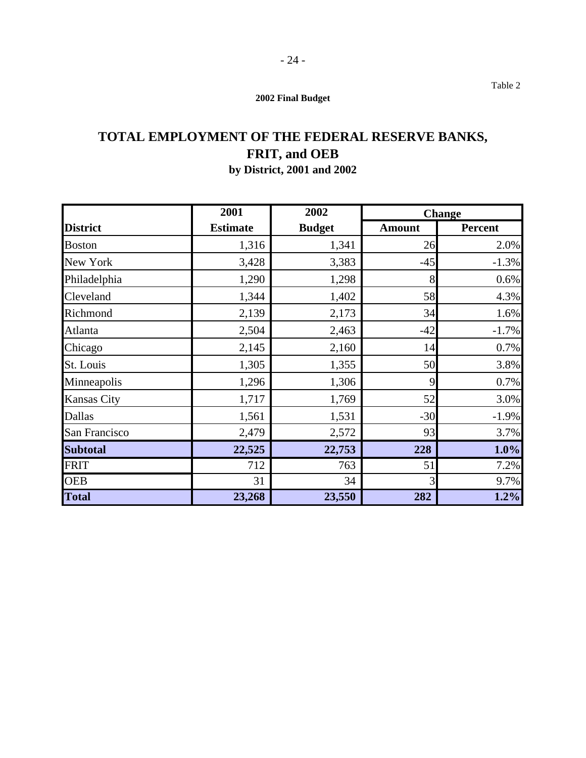Table 2

**2002 Final Budget**

# TOTAL EMPLOYMENT OF THE FEDERAL RESERVE BANKS, FRIT, and OEB

## by District, 2001 and 2002

| | 2001 | 2002 | Change | |
|---|---|---|---|---|
| **District** | **Estimate** | **Budget** | **Amount** | **Percent** |
| Boston | 1,316 | 1,341 | 26 | 2.0% |
| New York | 3,428 | 3,383 | -45 | -1.3% |
| Philadelphia | 1,290 | 1,298 | 8 | 0.6% |
| Cleveland | 1,344 | 1,402 | 58 | 4.3% |
| Richmond | 2,139 | 2,173 | 34 | 1.6% |
| Atlanta | 2,504 | 2,463 | -42 | -1.7% |
| Chicago | 2,145 | 2,160 | 14 | 0.7% |
| St. Louis | 1,305 | 1,355 | 50 | 3.8% |
| Minneapolis | 1,296 | 1,306 | 9 | 0.7% |
| Kansas City | 1,717 | 1,769 | 52 | 3.0% |
| Dallas | 1,561 | 1,531 | -30 | -1.9% |
| San Francisco | 2,479 | 2,572 | 93 | 3.7% |
| **Subtotal** | **22,525** | **22,753** | **228** | **1.0%** |
| FRIT | 712 | 763 | 51 | 7.2% |
| OEB | 31 | 34 | 3 | 9.7% |
| **Total** | **23,268** | **23,550** | **282** | **1.2%** |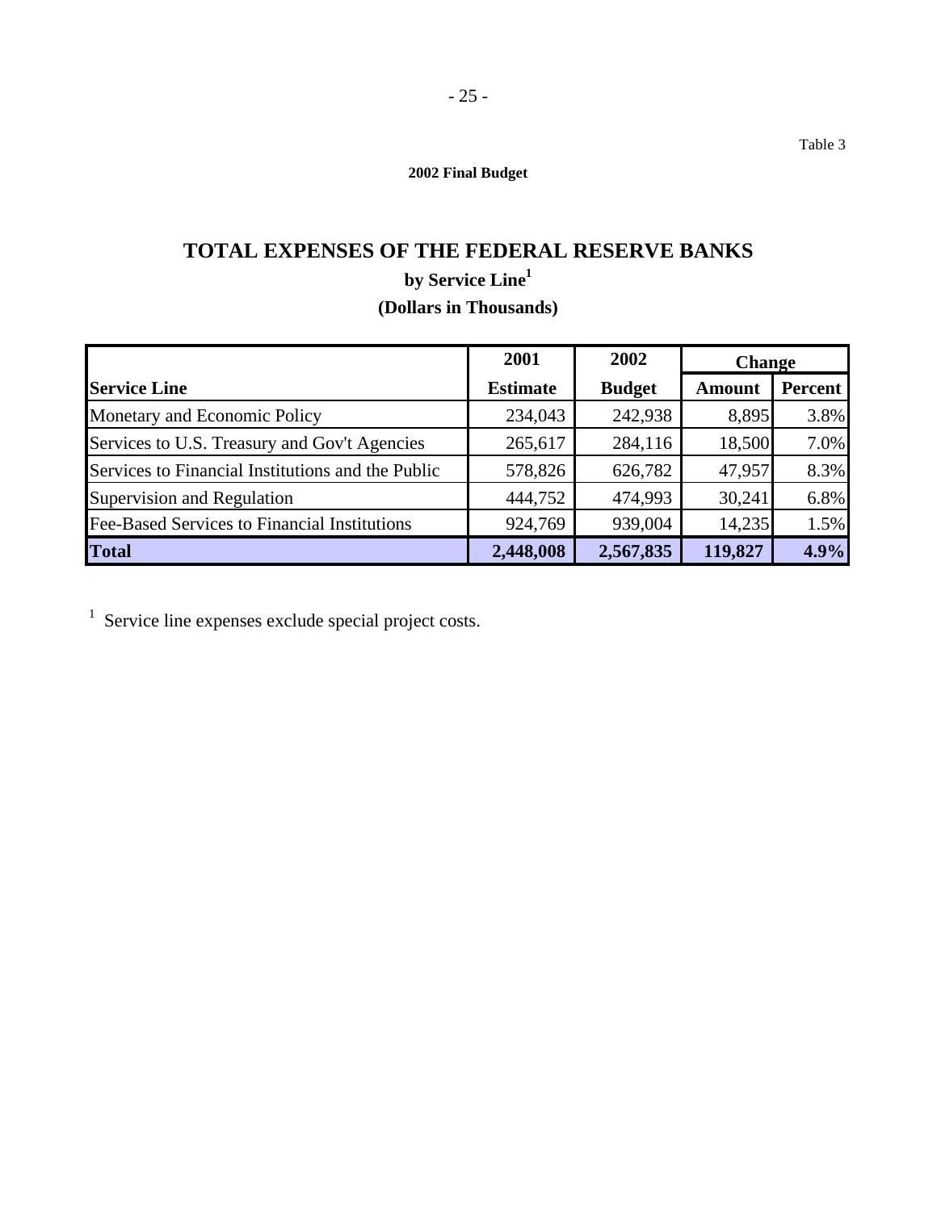Table 3

**2002 Final Budget**

# TOTAL EXPENSES OF THE FEDERAL RESERVE BANKS

## by Service Line[1]

## (Dollars in Thousands)

| | 2001 | 2002 | Change | |
|---|---|---|---|---|
| **Service Line** | **Estimate** | **Budget** | **Amount** | **Percent** |
| Monetary and Economic Policy | 234,043 | 242,938 | 8,895 | 3.8% |
| Services to U.S. Treasury and Gov't Agencies | 265,617 | 284,116 | 18,500 | 7.0% |
| Services to Financial Institutions and the Public | 578,826 | 626,782 | 47,957 | 8.3% |
| Supervision and Regulation | 444,752 | 474,993 | 30,241 | 6.8% |
| Fee-Based Services to Financial Institutions | 924,769 | 939,004 | 14,235 | 1.5% |
| **Total** | **2,448,008** | **2,567,835** | **119,827** | **4.9%** |

[1] Service line expenses exclude special project costs.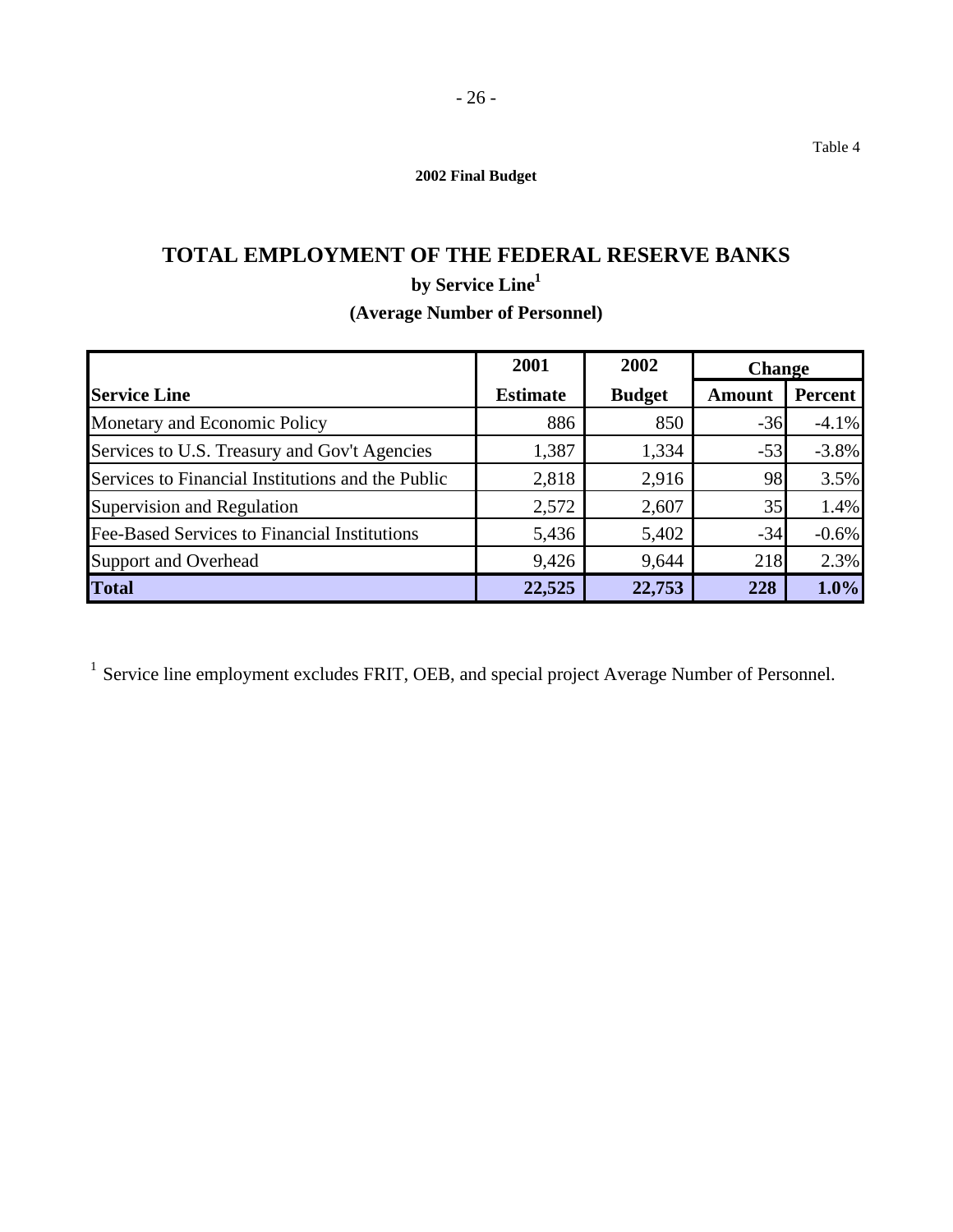Table 4

**2002 Final Budget**

# TOTAL EMPLOYMENT OF THE FEDERAL RESERVE BANKS

## by Service Line[1]

## (Average Number of Personnel)

| | 2001 | 2002 | Change | |
|---|---|---|---|---|
| **Service Line** | **Estimate** | **Budget** | **Amount** | **Percent** |
| Monetary and Economic Policy | 886 | 850 | -36 | -4.1% |
| Services to U.S. Treasury and Gov't Agencies | 1,387 | 1,334 | -53 | -3.8% |
| Services to Financial Institutions and the Public | 2,818 | 2,916 | 98 | 3.5% |
| Supervision and Regulation | 2,572 | 2,607 | 35 | 1.4% |
| Fee-Based Services to Financial Institutions | 5,436 | 5,402 | -34 | -0.6% |
| Support and Overhead | 9,426 | 9,644 | 218 | 2.3% |
| **Total** | **22,525** | **22,753** | **228** | **1.0%** |

[1] Service line employment excludes FRIT, OEB, and special project Average Number of Personnel.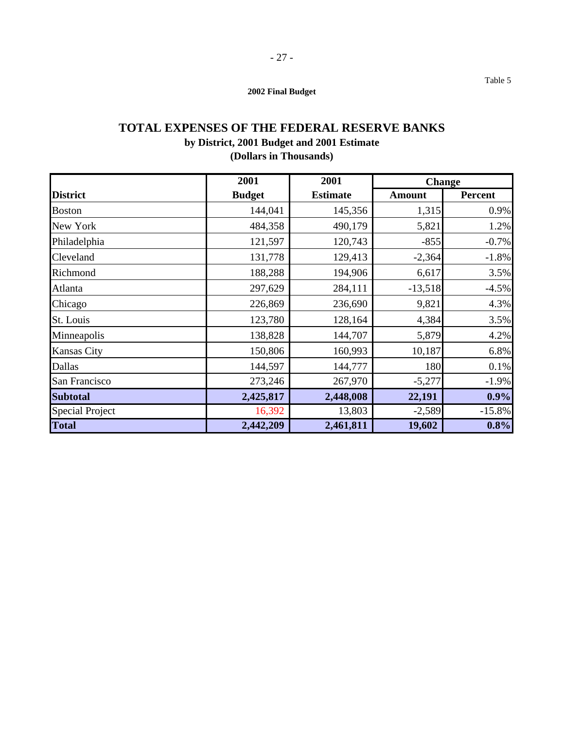Table 5

**2002 Final Budget**

# TOTAL EXPENSES OF THE FEDERAL RESERVE BANKS

## by District, 2001 Budget and 2001 Estimate

## (Dollars in Thousands)

| District | 2001 Budget | 2001 Estimate | Change | |
|---|---|---|---|---|
| | | | Amount | Percent |
| Boston | 144,041 | 145,356 | 1,315 | 0.9% |
| New York | 484,358 | 490,179 | 5,821 | 1.2% |
| Philadelphia | 121,597 | 120,743 | -855 | -0.7% |
| Cleveland | 131,778 | 129,413 | -2,364 | -1.8% |
| Richmond | 188,288 | 194,906 | 6,617 | 3.5% |
| Atlanta | 297,629 | 284,111 | -13,518 | -4.5% |
| Chicago | 226,869 | 236,690 | 9,821 | 4.3% |
| St. Louis | 123,780 | 128,164 | 4,384 | 3.5% |
| Minneapolis | 138,828 | 144,707 | 5,879 | 4.2% |
| Kansas City | 150,806 | 160,993 | 10,187 | 6.8% |
| Dallas | 144,597 | 144,777 | 180 | 0.1% |
| San Francisco | 273,246 | 267,970 | -5,277 | -1.9% |
| **Subtotal** | **2,425,817** | **2,448,008** | **22,191** | **0.9%** |
| Special Project | 16,392 | 13,803 | -2,589 | -15.8% |
| **Total** | **2,442,209** | **2,461,811** | **19,602** | **0.8%** |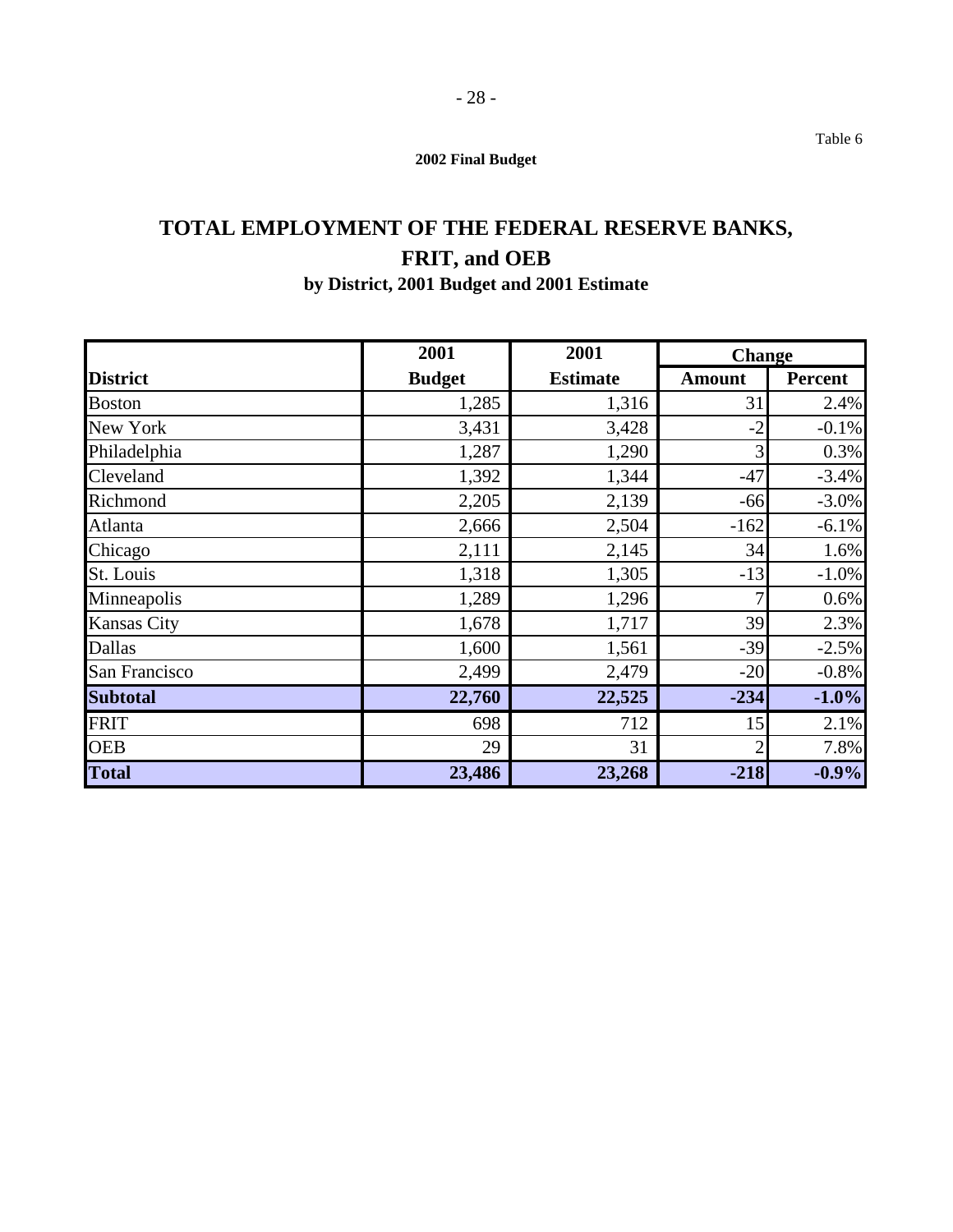Table 6

**2002 Final Budget**

# TOTAL EMPLOYMENT OF THE FEDERAL RESERVE BANKS, FRIT, and OEB

## by District, 2001 Budget and 2001 Estimate

| District | 2001 Budget | 2001 Estimate | Change Amount | Change Percent |
|---|---|---|---|---|
| Boston | 1,285 | 1,316 | 31 | 2.4% |
| New York | 3,431 | 3,428 | -2 | -0.1% |
| Philadelphia | 1,287 | 1,290 | 3 | 0.3% |
| Cleveland | 1,392 | 1,344 | -47 | -3.4% |
| Richmond | 2,205 | 2,139 | -66 | -3.0% |
| Atlanta | 2,666 | 2,504 | -162 | -6.1% |
| Chicago | 2,111 | 2,145 | 34 | 1.6% |
| St. Louis | 1,318 | 1,305 | -13 | -1.0% |
| Minneapolis | 1,289 | 1,296 | 7 | 0.6% |
| Kansas City | 1,678 | 1,717 | 39 | 2.3% |
| Dallas | 1,600 | 1,561 | -39 | -2.5% |
| San Francisco | 2,499 | 2,479 | -20 | -0.8% |
| **Subtotal** | **22,760** | **22,525** | **-234** | **-1.0%** |
| FRIT | 698 | 712 | 15 | 2.1% |
| OEB | 29 | 31 | 2 | 7.8% |
| **Total** | **23,486** | **23,268** | **-218** | **-0.9%** |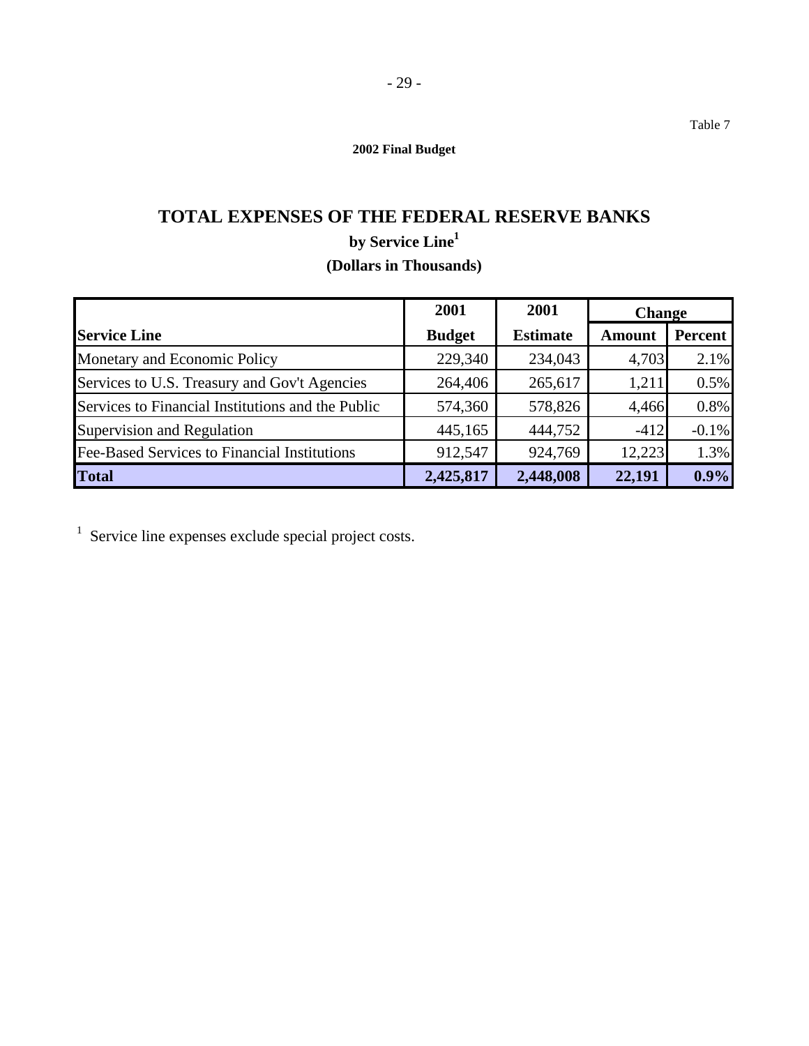Table 7

**2002 Final Budget**

# TOTAL EXPENSES OF THE FEDERAL RESERVE BANKS

## by Service Line[1]

## (Dollars in Thousands)

| Service Line | 2001 Budget | 2001 Estimate | Change Amount | Change Percent |
|---|---|---|---|---|
| Monetary and Economic Policy | 229,340 | 234,043 | 4,703 | 2.1% |
| Services to U.S. Treasury and Gov't Agencies | 264,406 | 265,617 | 1,211 | 0.5% |
| Services to Financial Institutions and the Public | 574,360 | 578,826 | 4,466 | 0.8% |
| Supervision and Regulation | 445,165 | 444,752 | -412 | -0.1% |
| Fee-Based Services to Financial Institutions | 912,547 | 924,769 | 12,223 | 1.3% |
| **Total** | **2,425,817** | **2,448,008** | **22,191** | **0.9%** |

[1] Service line expenses exclude special project costs.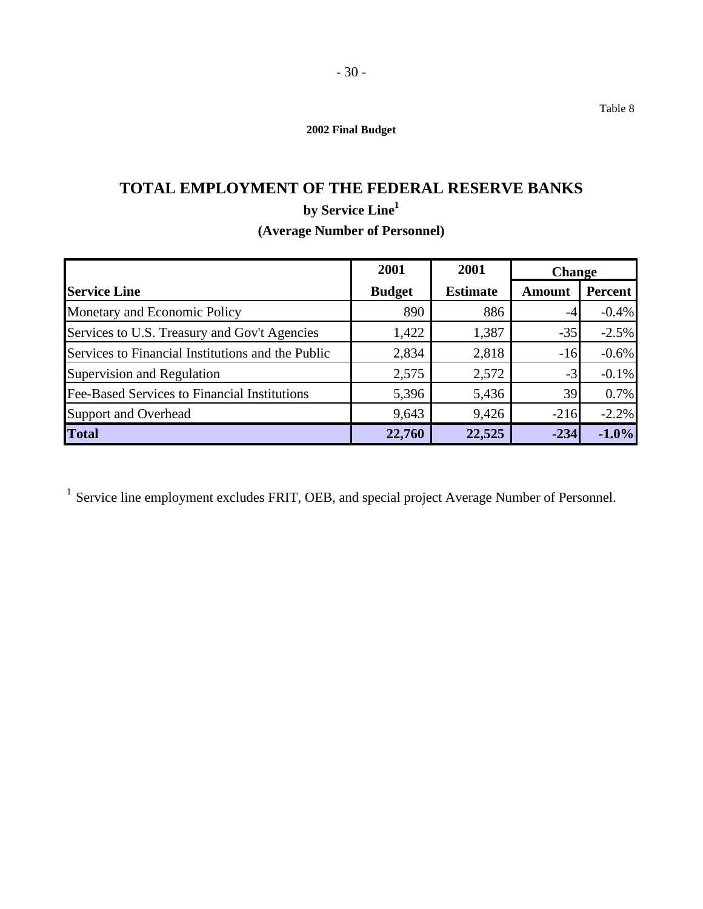Table 8

**2002 Final Budget**

# TOTAL EMPLOYMENT OF THE FEDERAL RESERVE BANKS

## by Service Line[1]

### (Average Number of Personnel)

| Service Line | 2001 Budget | 2001 Estimate | Change | |
|---|---|---|---|---|
| | | | Amount | Percent |
| Monetary and Economic Policy | 890 | 886 | -4 | -0.4% |
| Services to U.S. Treasury and Gov't Agencies | 1,422 | 1,387 | -35 | -2.5% |
| Services to Financial Institutions and the Public | 2,834 | 2,818 | -16 | -0.6% |
| Supervision and Regulation | 2,575 | 2,572 | -3 | -0.1% |
| Fee-Based Services to Financial Institutions | 5,396 | 5,436 | 39 | 0.7% |
| Support and Overhead | 9,643 | 9,426 | -216 | -2.2% |
| **Total** | **22,760** | **22,525** | **-234** | **-1.0%** |

[1] Service line employment excludes FRIT, OEB, and special project Average Number of Personnel.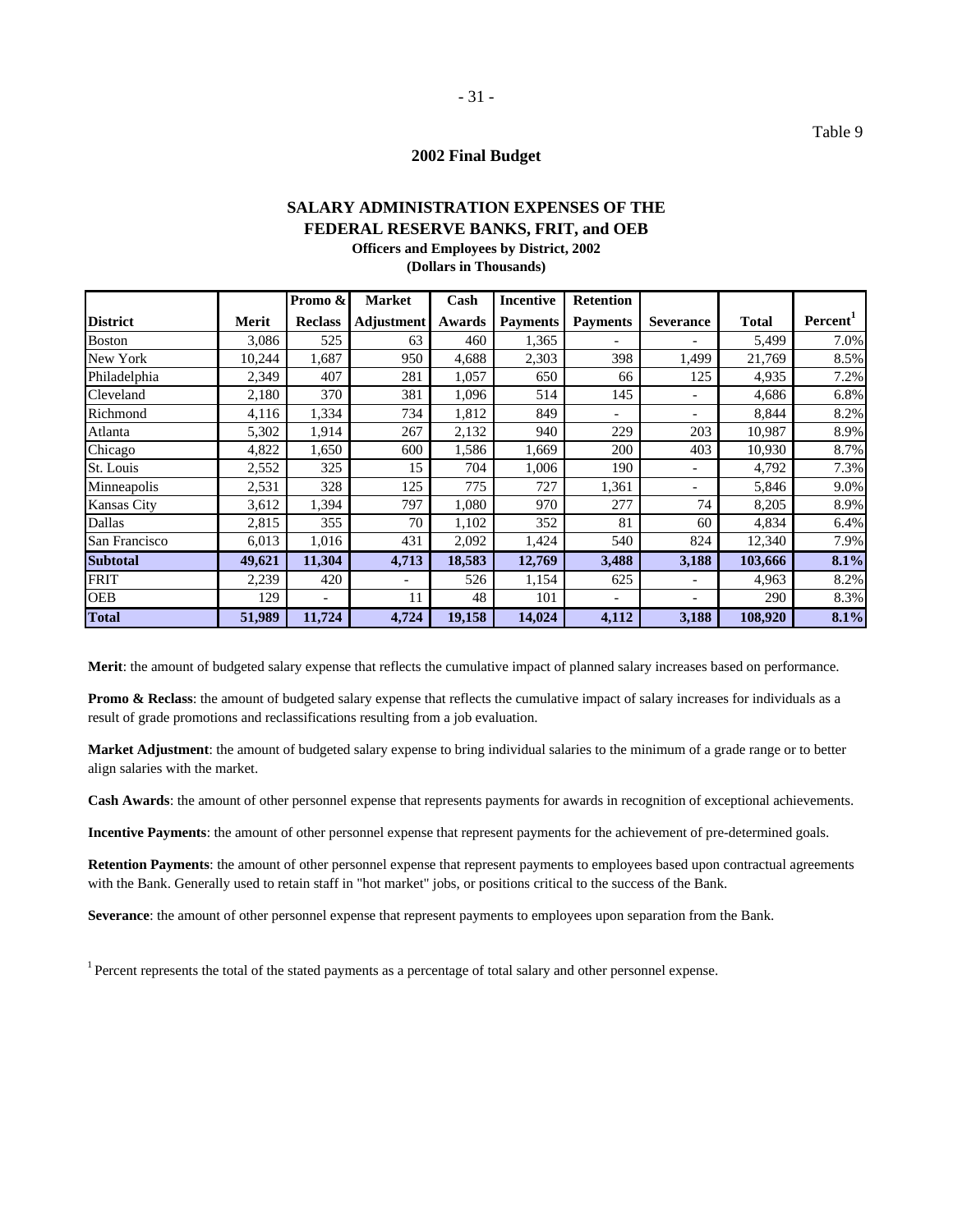Table 9

## 2002 Final Budget

### SALARY ADMINISTRATION EXPENSES OF THE FEDERAL RESERVE BANKS, FRIT, and OEB

**Officers and Employees by District, 2002**

**(Dollars in Thousands)**

| District | Merit | Promo & Reclass | Market Adjustment | Cash Awards | Incentive Payments | Retention Payments | Severance | Total | Percent[1] |
|---|---|---|---|---|---|---|---|---|---|
| Boston | 3,086 | 525 | 63 | 460 | 1,365 | - | - | 5,499 | 7.0% |
| New York | 10,244 | 1,687 | 950 | 4,688 | 2,303 | 398 | 1,499 | 21,769 | 8.5% |
| Philadelphia | 2,349 | 407 | 281 | 1,057 | 650 | 66 | 125 | 4,935 | 7.2% |
| Cleveland | 2,180 | 370 | 381 | 1,096 | 514 | 145 | - | 4,686 | 6.8% |
| Richmond | 4,116 | 1,334 | 734 | 1,812 | 849 | - | - | 8,844 | 8.2% |
| Atlanta | 5,302 | 1,914 | 267 | 2,132 | 940 | 229 | 203 | 10,987 | 8.9% |
| Chicago | 4,822 | 1,650 | 600 | 1,586 | 1,669 | 200 | 403 | 10,930 | 8.7% |
| St. Louis | 2,552 | 325 | 15 | 704 | 1,006 | 190 | - | 4,792 | 7.3% |
| Minneapolis | 2,531 | 328 | 125 | 775 | 727 | 1,361 | - | 5,846 | 9.0% |
| Kansas City | 3,612 | 1,394 | 797 | 1,080 | 970 | 277 | 74 | 8,205 | 8.9% |
| Dallas | 2,815 | 355 | 70 | 1,102 | 352 | 81 | 60 | 4,834 | 6.4% |
| San Francisco | 6,013 | 1,016 | 431 | 2,092 | 1,424 | 540 | 824 | 12,340 | 7.9% |
| **Subtotal** | **49,621** | **11,304** | **4,713** | **18,583** | **12,769** | **3,488** | **3,188** | **103,666** | **8.1%** |
| FRIT | 2,239 | 420 | - | 526 | 1,154 | 625 | - | 4,963 | 8.2% |
| OEB | 129 | - | 11 | 48 | 101 | - | - | 290 | 8.3% |
| **Total** | **51,989** | **11,724** | **4,724** | **19,158** | **14,024** | **4,112** | **3,188** | **108,920** | **8.1%** |

**Merit**: the amount of budgeted salary expense that reflects the cumulative impact of planned salary increases based on performance.

**Promo & Reclass**: the amount of budgeted salary expense that reflects the cumulative impact of salary increases for individuals as a result of grade promotions and reclassifications resulting from a job evaluation.

**Market Adjustment**: the amount of budgeted salary expense to bring individual salaries to the minimum of a grade range or to better align salaries with the market.

**Cash Awards**: the amount of other personnel expense that represents payments for awards in recognition of exceptional achievements.

**Incentive Payments**: the amount of other personnel expense that represent payments for the achievement of pre-determined goals.

**Retention Payments**: the amount of other personnel expense that represent payments to employees based upon contractual agreements with the Bank. Generally used to retain staff in "hot market" jobs, or positions critical to the success of the Bank.

**Severance**: the amount of other personnel expense that represent payments to employees upon separation from the Bank.

[1] Percent represents the total of the stated payments as a percentage of total salary and other personnel expense.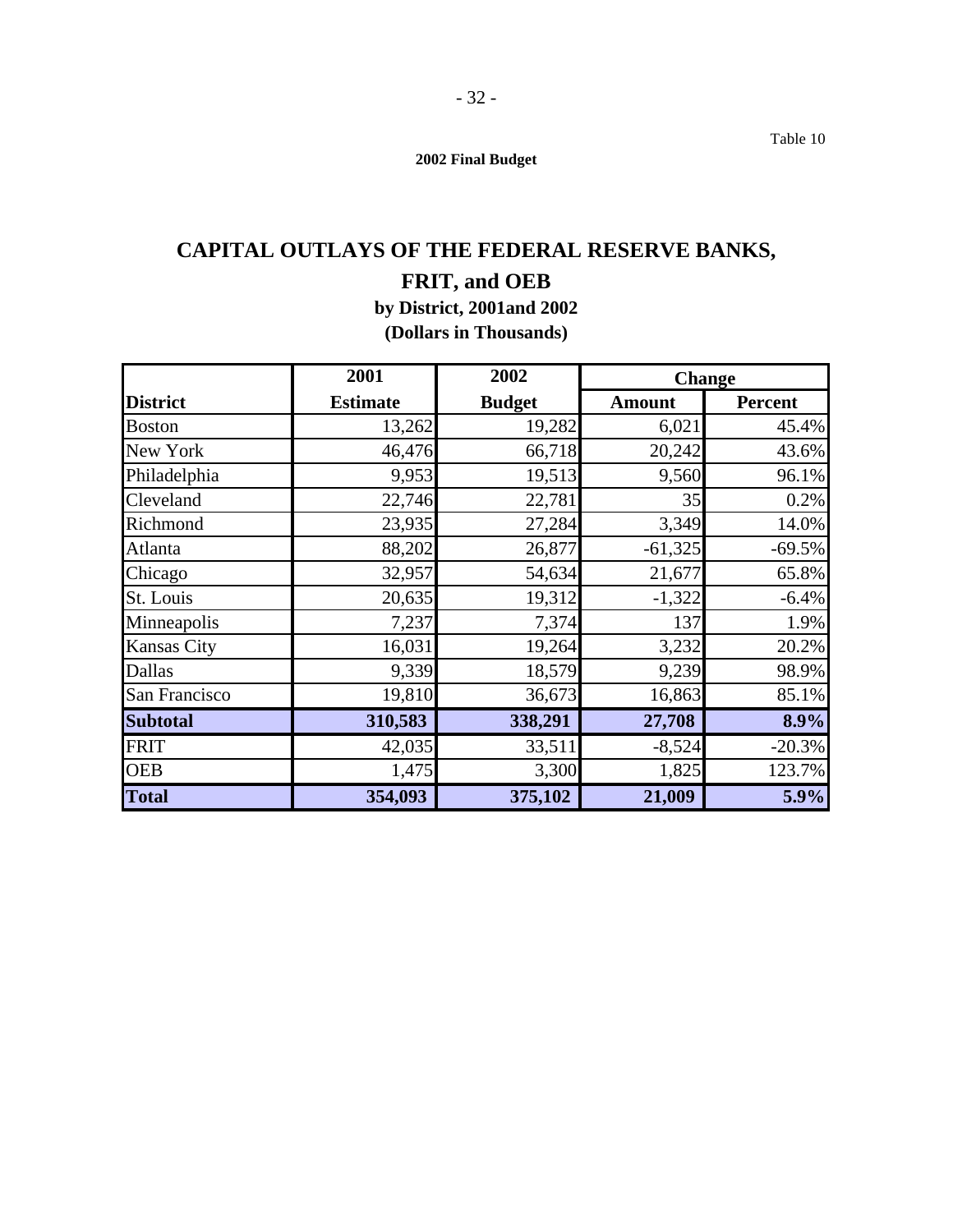Table 10

**2002 Final Budget**

# CAPITAL OUTLAYS OF THE FEDERAL RESERVE BANKS, FRIT, and OEB

### by District, 2001and 2002

### (Dollars in Thousands)

| District | 2001 Estimate | 2002 Budget | Change Amount | Change Percent |
|---|---|---|---|---|
| Boston | 13,262 | 19,282 | 6,021 | 45.4% |
| New York | 46,476 | 66,718 | 20,242 | 43.6% |
| Philadelphia | 9,953 | 19,513 | 9,560 | 96.1% |
| Cleveland | 22,746 | 22,781 | 35 | 0.2% |
| Richmond | 23,935 | 27,284 | 3,349 | 14.0% |
| Atlanta | 88,202 | 26,877 | -61,325 | -69.5% |
| Chicago | 32,957 | 54,634 | 21,677 | 65.8% |
| St. Louis | 20,635 | 19,312 | -1,322 | -6.4% |
| Minneapolis | 7,237 | 7,374 | 137 | 1.9% |
| Kansas City | 16,031 | 19,264 | 3,232 | 20.2% |
| Dallas | 9,339 | 18,579 | 9,239 | 98.9% |
| San Francisco | 19,810 | 36,673 | 16,863 | 85.1% |
| **Subtotal** | **310,583** | **338,291** | **27,708** | **8.9%** |
| FRIT | 42,035 | 33,511 | -8,524 | -20.3% |
| OEB | 1,475 | 3,300 | 1,825 | 123.7% |
| **Total** | **354,093** | **375,102** | **21,009** | **5.9%** |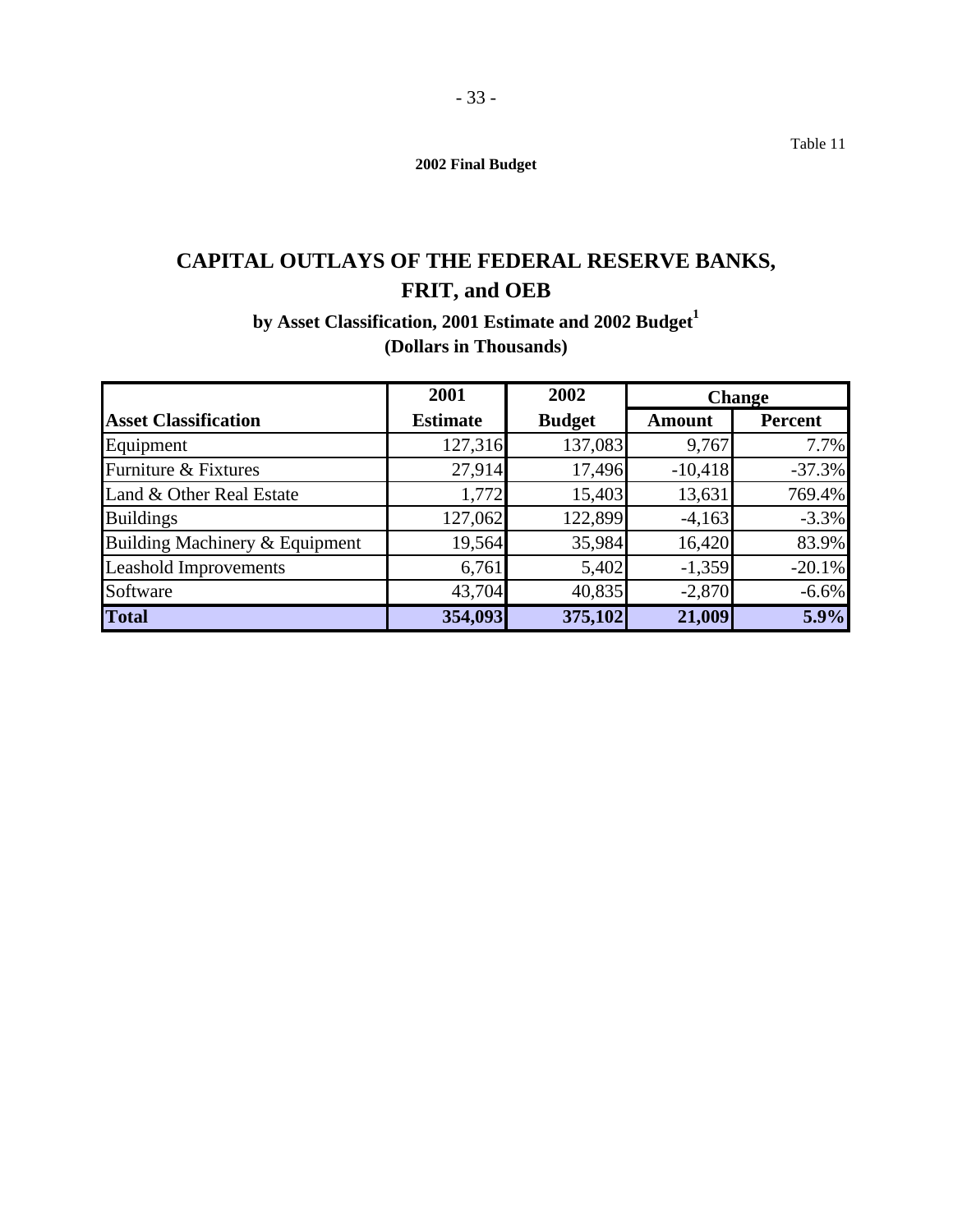Table 11

**2002 Final Budget**

# CAPITAL OUTLAYS OF THE FEDERAL RESERVE BANKS, FRIT, and OEB

### by Asset Classification, 2001 Estimate and 2002 Budget[1]

### (Dollars in Thousands)

| Asset Classification | 2001 Estimate | 2002 Budget | Change | |
|---|---|---|---|---|
| | | | Amount | Percent |
| Equipment | 127,316 | 137,083 | 9,767 | 7.7% |
| Furniture & Fixtures | 27,914 | 17,496 | -10,418 | -37.3% |
| Land & Other Real Estate | 1,772 | 15,403 | 13,631 | 769.4% |
| Buildings | 127,062 | 122,899 | -4,163 | -3.3% |
| Building Machinery & Equipment | 19,564 | 35,984 | 16,420 | 83.9% |
| Leashold Improvements | 6,761 | 5,402 | -1,359 | -20.1% |
| Software | 43,704 | 40,835 | -2,870 | -6.6% |
| **Total** | **354,093** | **375,102** | **21,009** | **5.9%** |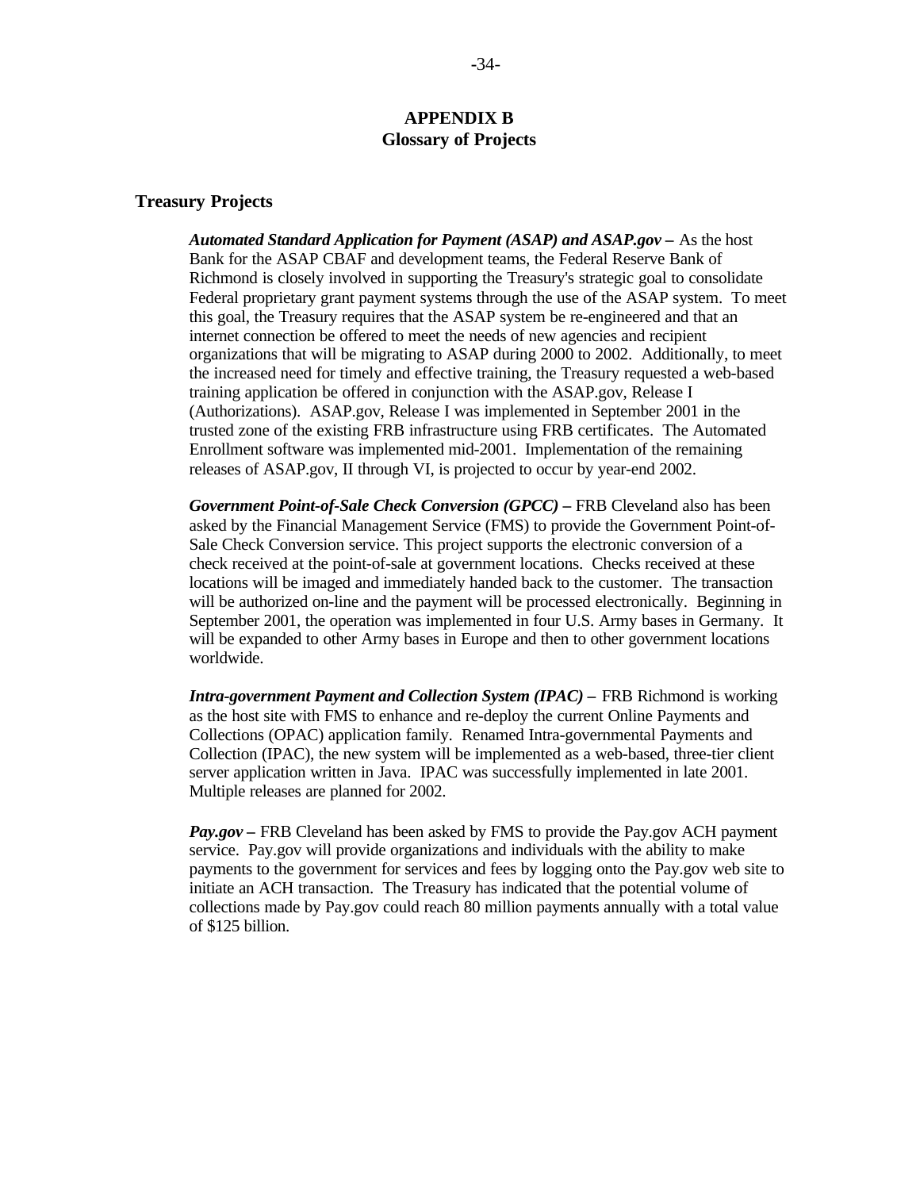# APPENDIX B
## Glossary of Projects

### Treasury Projects

***Automated Standard Application for Payment (ASAP) and ASAP.gov –*** As the host Bank for the ASAP CBAF and development teams, the Federal Reserve Bank of Richmond is closely involved in supporting the Treasury's strategic goal to consolidate Federal proprietary grant payment systems through the use of the ASAP system. To meet this goal, the Treasury requires that the ASAP system be re-engineered and that an internet connection be offered to meet the needs of new agencies and recipient organizations that will be migrating to ASAP during 2000 to 2002. Additionally, to meet the increased need for timely and effective training, the Treasury requested a web-based training application be offered in conjunction with the ASAP.gov, Release I (Authorizations). ASAP.gov, Release I was implemented in September 2001 in the trusted zone of the existing FRB infrastructure using FRB certificates. The Automated Enrollment software was implemented mid-2001. Implementation of the remaining releases of ASAP.gov, II through VI, is projected to occur by year-end 2002.

***Government Point-of-Sale Check Conversion (GPCC) –*** FRB Cleveland also has been asked by the Financial Management Service (FMS) to provide the Government Point-of-Sale Check Conversion service. This project supports the electronic conversion of a check received at the point-of-sale at government locations. Checks received at these locations will be imaged and immediately handed back to the customer. The transaction will be authorized on-line and the payment will be processed electronically. Beginning in September 2001, the operation was implemented in four U.S. Army bases in Germany. It will be expanded to other Army bases in Europe and then to other government locations worldwide.

***Intra-government Payment and Collection System (IPAC) –*** FRB Richmond is working as the host site with FMS to enhance and re-deploy the current Online Payments and Collections (OPAC) application family. Renamed Intra-governmental Payments and Collection (IPAC), the new system will be implemented as a web-based, three-tier client server application written in Java. IPAC was successfully implemented in late 2001. Multiple releases are planned for 2002.

***Pay.gov –*** FRB Cleveland has been asked by FMS to provide the Pay.gov ACH payment service. Pay.gov will provide organizations and individuals with the ability to make payments to the government for services and fees by logging onto the Pay.gov web site to initiate an ACH transaction. The Treasury has indicated that the potential volume of collections made by Pay.gov could reach 80 million payments annually with a total value of $125 billion.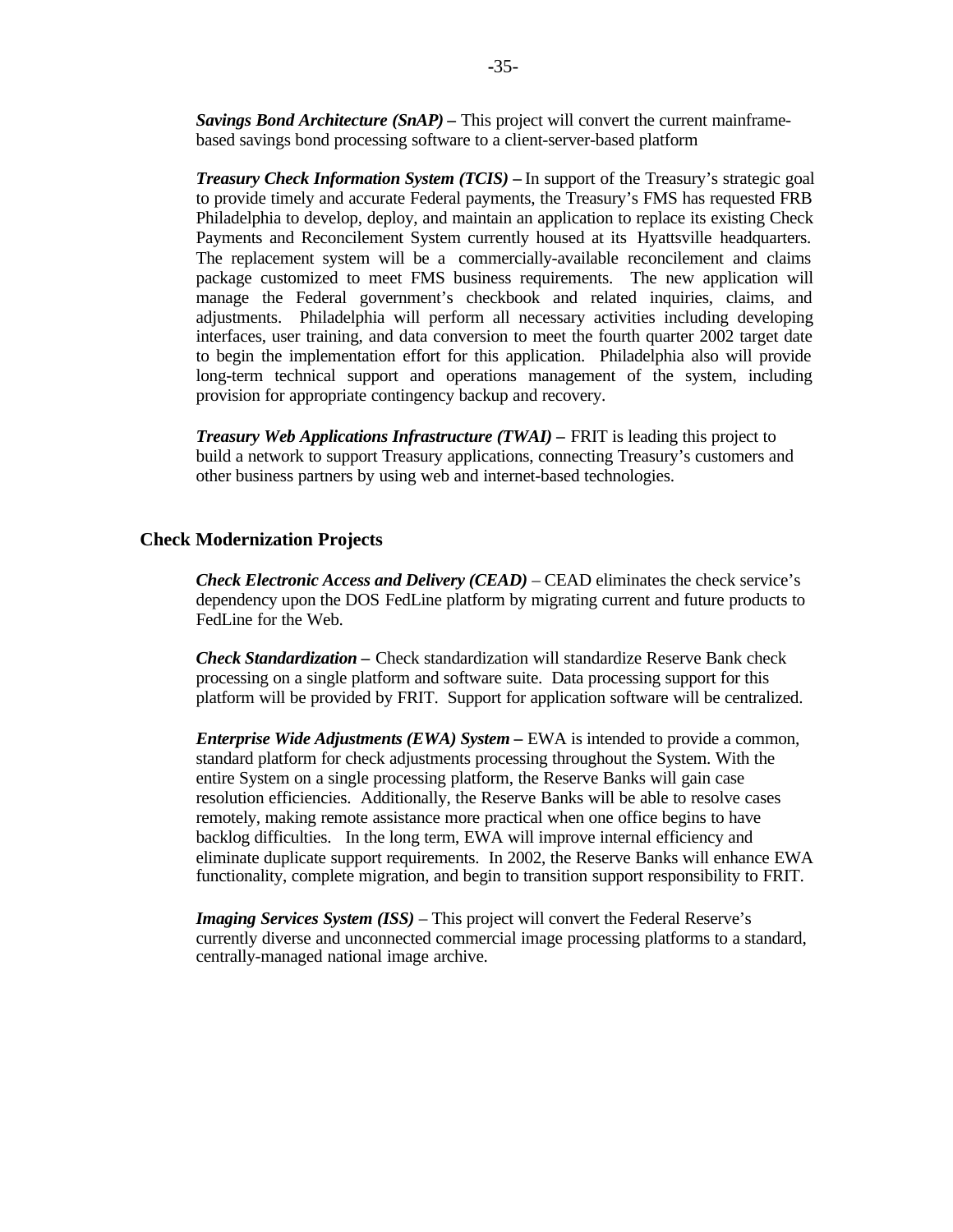***Savings Bond Architecture (SnAP)* –** This project will convert the current mainframe-based savings bond processing software to a client-server-based platform

***Treasury Check Information System (TCIS)* –** In support of the Treasury's strategic goal to provide timely and accurate Federal payments, the Treasury's FMS has requested FRB Philadelphia to develop, deploy, and maintain an application to replace its existing Check Payments and Reconcilement System currently housed at its Hyattsville headquarters. The replacement system will be a commercially-available reconcilement and claims package customized to meet FMS business requirements. The new application will manage the Federal government's checkbook and related inquiries, claims, and adjustments. Philadelphia will perform all necessary activities including developing interfaces, user training, and data conversion to meet the fourth quarter 2002 target date to begin the implementation effort for this application. Philadelphia also will provide long-term technical support and operations management of the system, including provision for appropriate contingency backup and recovery.

***Treasury Web Applications Infrastructure (TWAI)* –** FRIT is leading this project to build a network to support Treasury applications, connecting Treasury's customers and other business partners by using web and internet-based technologies.

## Check Modernization Projects

***Check Electronic Access and Delivery (CEAD)*** – CEAD eliminates the check service's dependency upon the DOS FedLine platform by migrating current and future products to FedLine for the Web.

***Check Standardization* –** Check standardization will standardize Reserve Bank check processing on a single platform and software suite. Data processing support for this platform will be provided by FRIT. Support for application software will be centralized.

***Enterprise Wide Adjustments (EWA) System* –** EWA is intended to provide a common, standard platform for check adjustments processing throughout the System. With the entire System on a single processing platform, the Reserve Banks will gain case resolution efficiencies. Additionally, the Reserve Banks will be able to resolve cases remotely, making remote assistance more practical when one office begins to have backlog difficulties. In the long term, EWA will improve internal efficiency and eliminate duplicate support requirements. In 2002, the Reserve Banks will enhance EWA functionality, complete migration, and begin to transition support responsibility to FRIT.

***Imaging Services System (ISS)*** – This project will convert the Federal Reserve's currently diverse and unconnected commercial image processing platforms to a standard, centrally-managed national image archive.